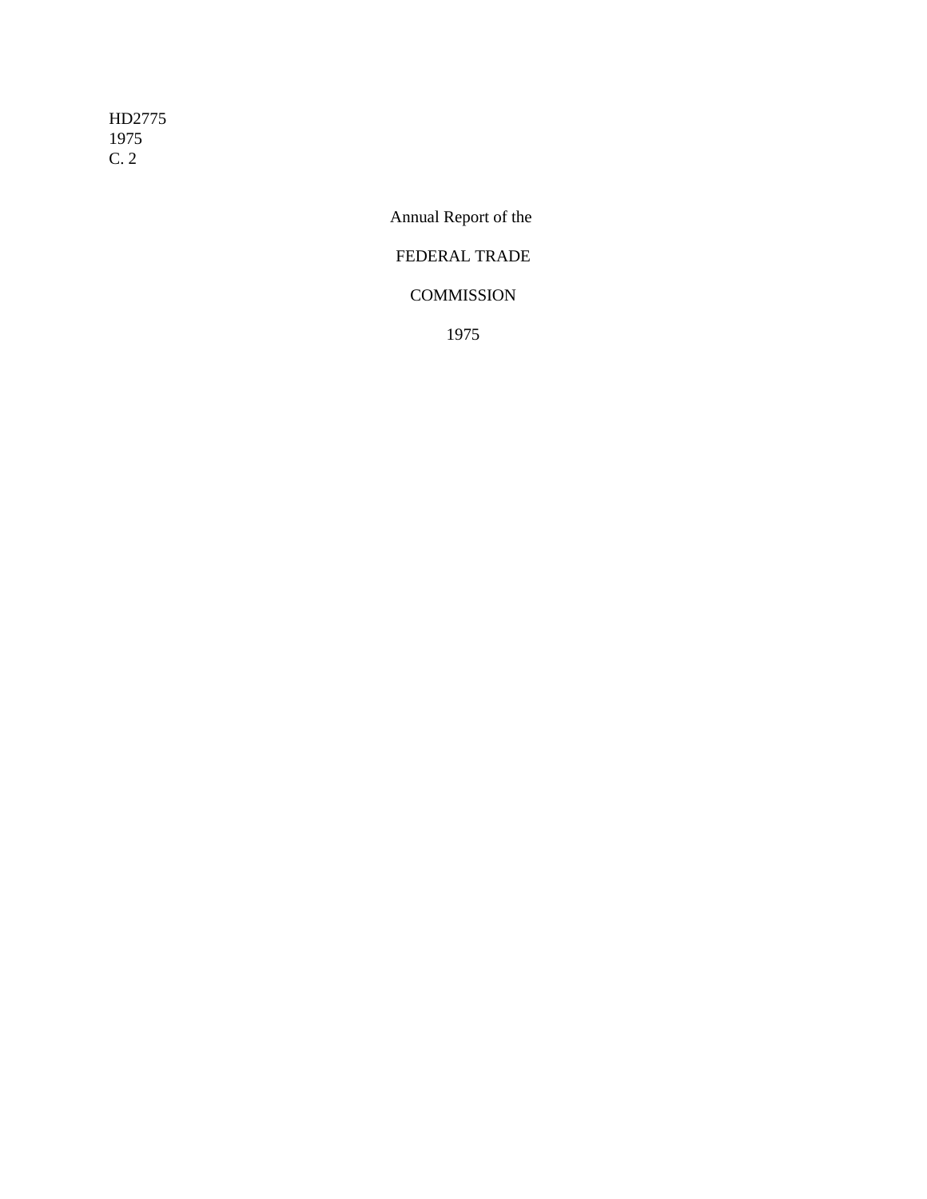HD2775
1975
C. 2

# Annual Report of the

# FEDERAL TRADE

# COMMISSION

# 1975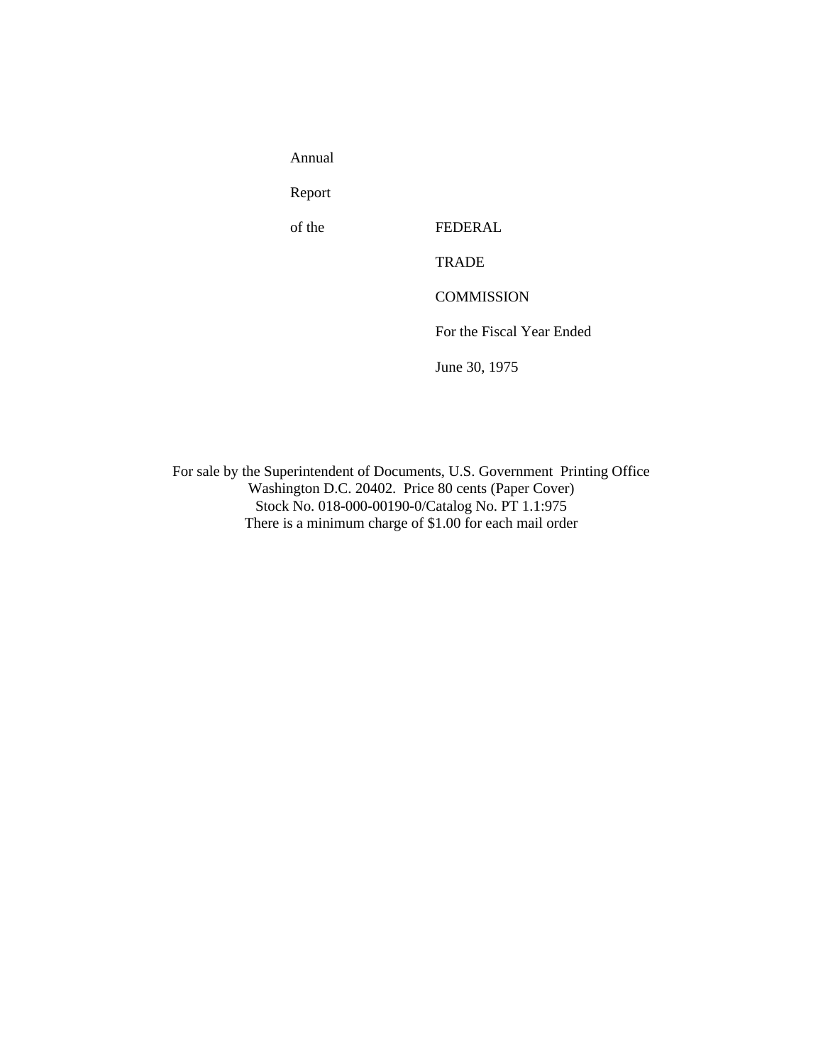# Annual Report of the FEDERAL TRADE COMMISSION

For the Fiscal Year Ended June 30, 1975

For sale by the Superintendent of Documents, U.S. Government Printing Office
Washington D.C. 20402. Price 80 cents (Paper Cover)
Stock No. 018-000-00190-0/Catalog No. PT 1.1:975
There is a minimum charge of $1.00 for each mail order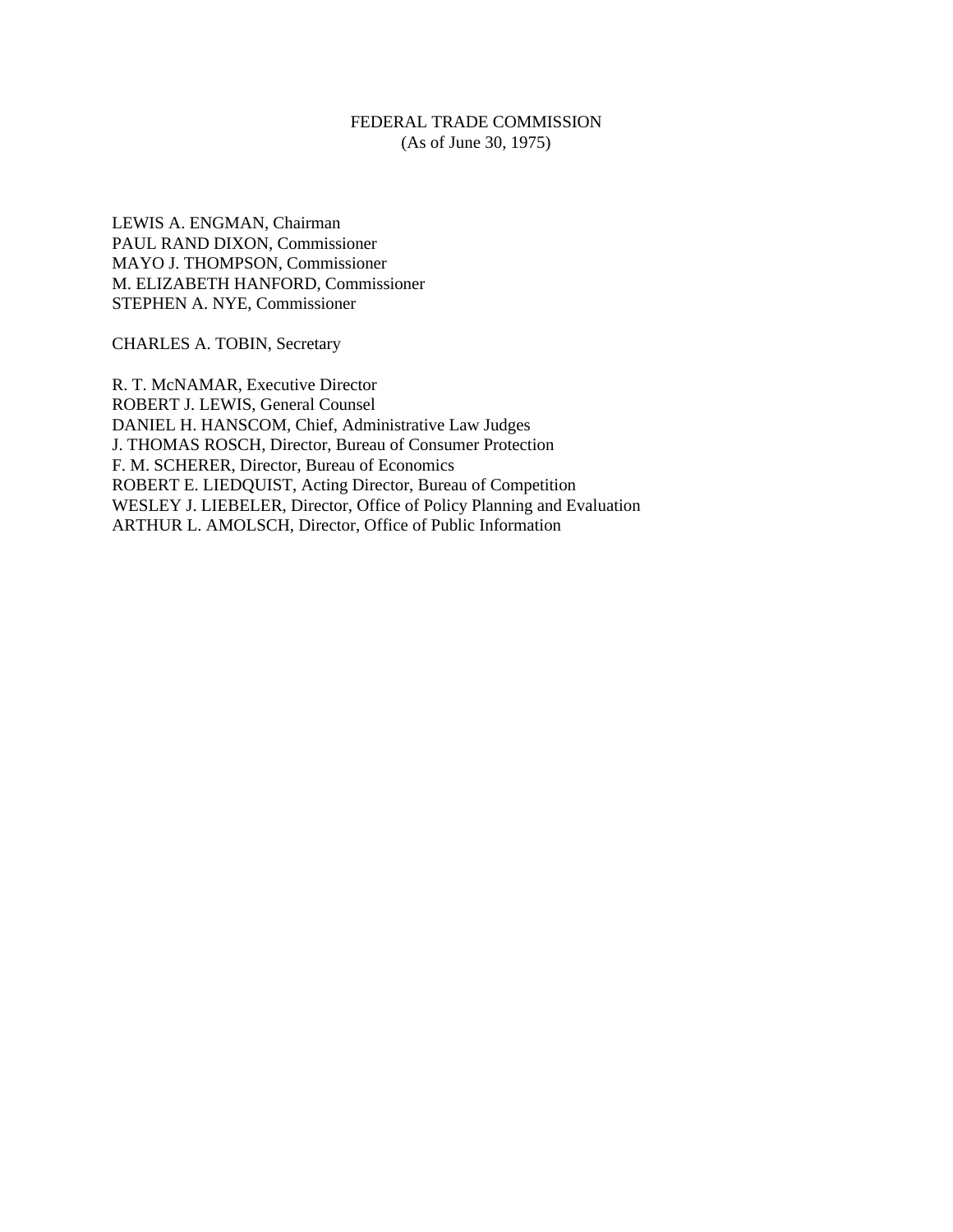# FEDERAL TRADE COMMISSION
(As of June 30, 1975)

LEWIS A. ENGMAN, Chairman
PAUL RAND DIXON, Commissioner
MAYO J. THOMPSON, Commissioner
M. ELIZABETH HANFORD, Commissioner
STEPHEN A. NYE, Commissioner

CHARLES A. TOBIN, Secretary

R. T. McNAMAR, Executive Director
ROBERT J. LEWIS, General Counsel
DANIEL H. HANSCOM, Chief, Administrative Law Judges
J. THOMAS ROSCH, Director, Bureau of Consumer Protection
F. M. SCHERER, Director, Bureau of Economics
ROBERT E. LIEDQUIST, Acting Director, Bureau of Competition
WESLEY J. LIEBELER, Director, Office of Policy Planning and Evaluation
ARTHUR L. AMOLSCH, Director, Office of Public Information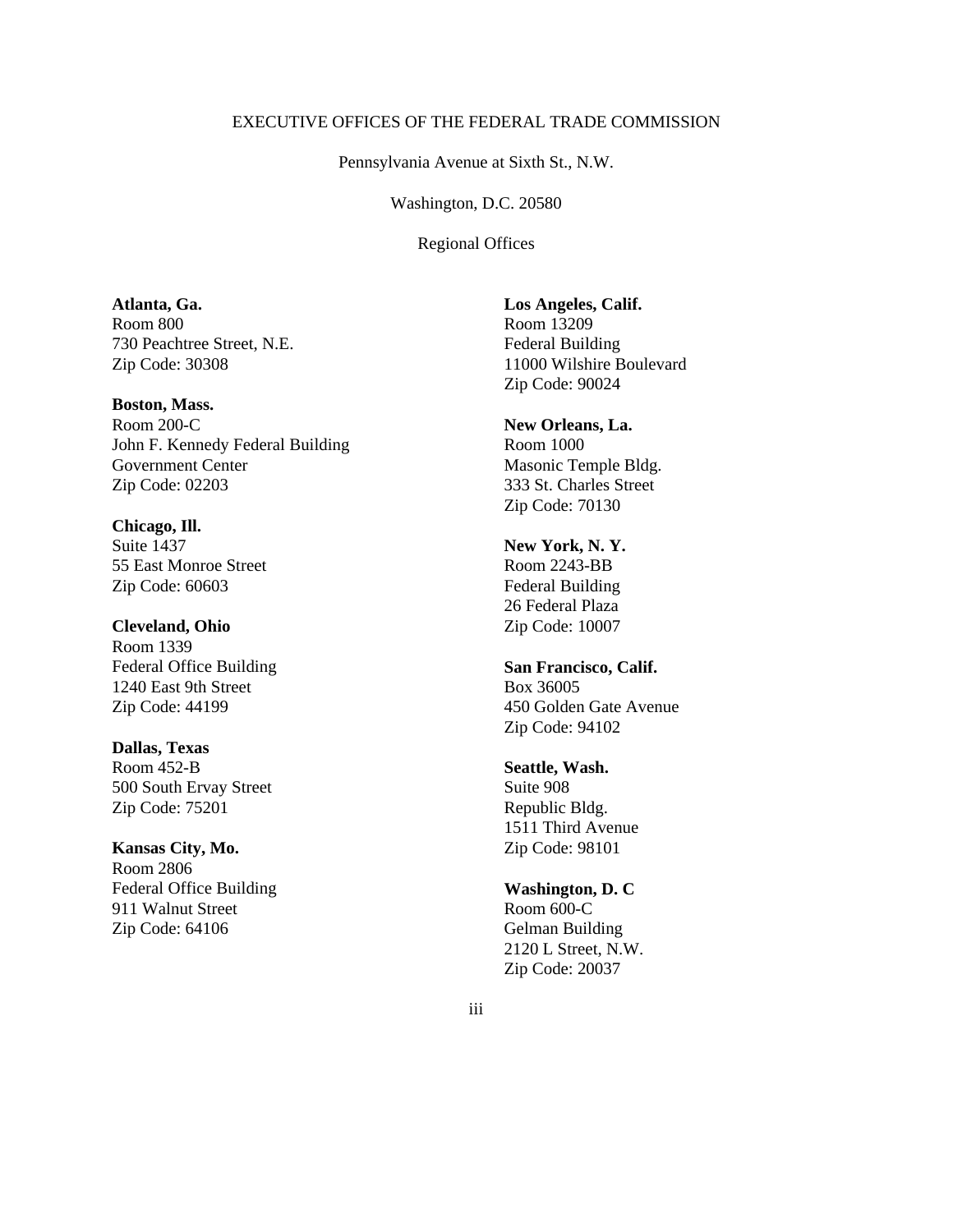EXECUTIVE OFFICES OF THE FEDERAL TRADE COMMISSION

Pennsylvania Avenue at Sixth St., N.W.

Washington, D.C. 20580

Regional Offices

**Atlanta, Ga.**
Room 800
730 Peachtree Street, N.E.
Zip Code: 30308

**Boston, Mass.**
Room 200-C
John F. Kennedy Federal Building
Government Center
Zip Code: 02203

**Chicago, Ill.**
Suite 1437
55 East Monroe Street
Zip Code: 60603

**Cleveland, Ohio**
Room 1339
Federal Office Building
1240 East 9th Street
Zip Code: 44199

**Dallas, Texas**
Room 452-B
500 South Ervay Street
Zip Code: 75201

**Kansas City, Mo.**
Room 2806
Federal Office Building
911 Walnut Street
Zip Code: 64106

**Los Angeles, Calif.**
Room 13209
Federal Building
11000 Wilshire Boulevard
Zip Code: 90024

**New Orleans, La.**
Room 1000
Masonic Temple Bldg.
333 St. Charles Street
Zip Code: 70130

**New York, N. Y.**
Room 2243-BB
Federal Building
26 Federal Plaza
Zip Code: 10007

**San Francisco, Calif.**
Box 36005
450 Golden Gate Avenue
Zip Code: 94102

**Seattle, Wash.**
Suite 908
Republic Bldg.
1511 Third Avenue
Zip Code: 98101

**Washington, D. C**
Room 600-C
Gelman Building
2120 L Street, N.W.
Zip Code: 20037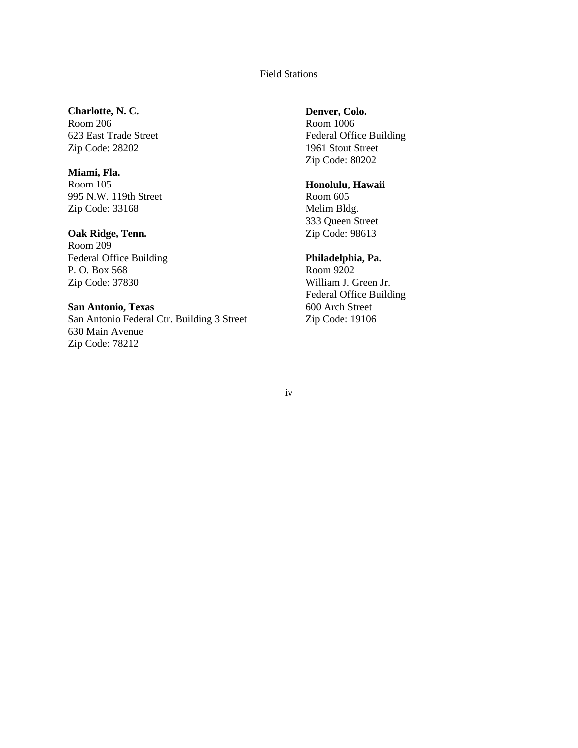## Field Stations

**Charlotte, N. C.**
Room 206
623 East Trade Street
Zip Code: 28202

**Miami, Fla.**
Room 105
995 N.W. 119th Street
Zip Code: 33168

**Oak Ridge, Tenn.**
Room 209
Federal Office Building
P. O. Box 568
Zip Code: 37830

**San Antonio, Texas**
San Antonio Federal Ctr. Building 3 Street
630 Main Avenue
Zip Code: 78212

**Denver, Colo.**
Room 1006
Federal Office Building
1961 Stout Street
Zip Code: 80202

**Honolulu, Hawaii**
Room 605
Melim Bldg.
333 Queen Street
Zip Code: 98613

**Philadelphia, Pa.**
Room 9202
William J. Green Jr.
Federal Office Building
600 Arch Street
Zip Code: 19106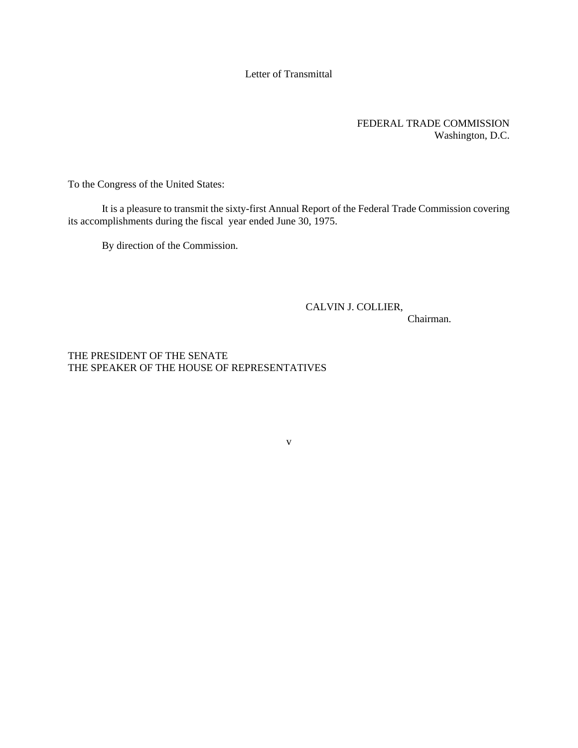# Letter of Transmittal

FEDERAL TRADE COMMISSION
Washington, D.C.

To the Congress of the United States:

It is a pleasure to transmit the sixty-first Annual Report of the Federal Trade Commission covering its accomplishments during the fiscal year ended June 30, 1975.

By direction of the Commission.

CALVIN J. COLLIER,
Chairman.

THE PRESIDENT OF THE SENATE
THE SPEAKER OF THE HOUSE OF REPRESENTATIVES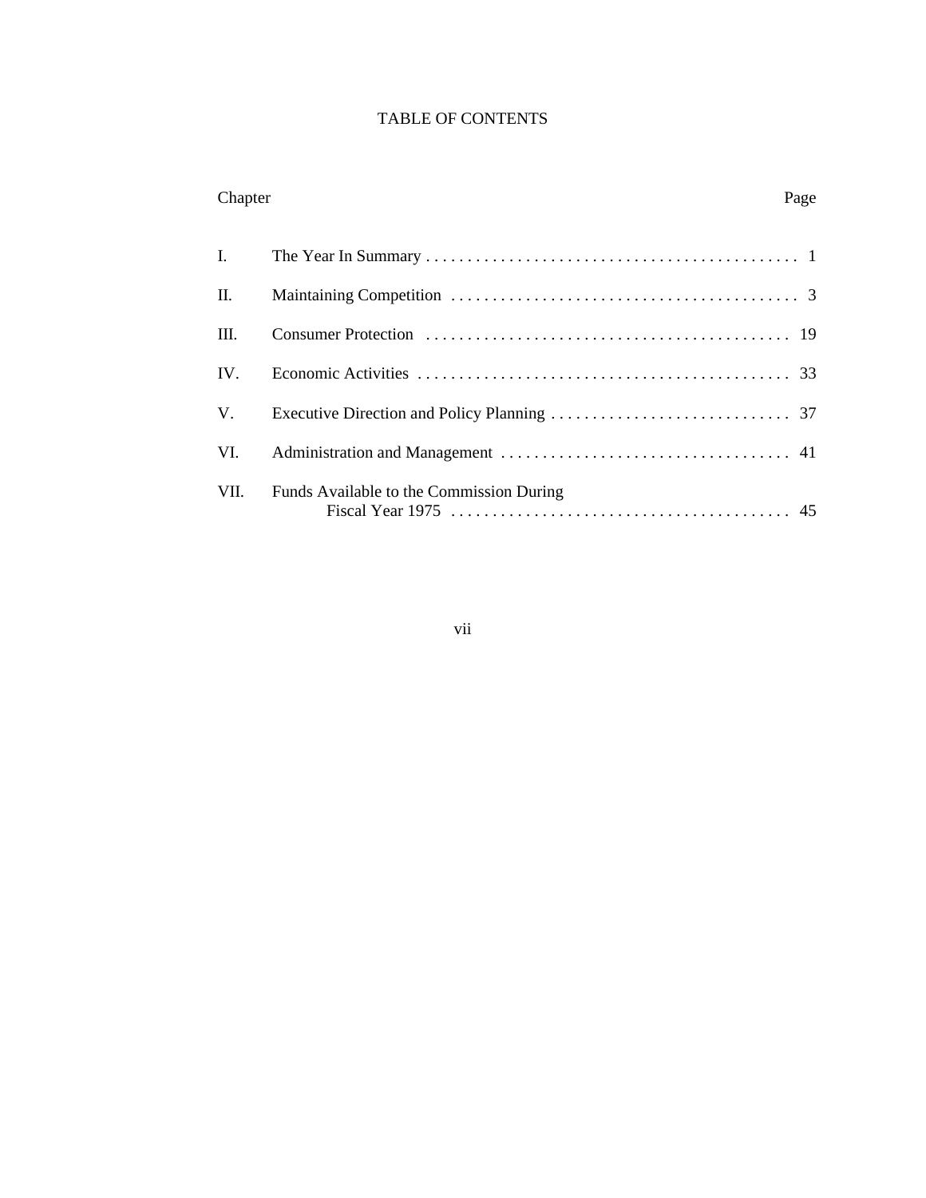# TABLE OF CONTENTS

| Chapter | | Page |
|---|---|---|
| I. | The Year In Summary | 1 |
| II. | Maintaining Competition | 3 |
| III. | Consumer Protection | 19 |
| IV. | Economic Activities | 33 |
| V. | Executive Direction and Policy Planning | 37 |
| VI. | Administration and Management | 41 |
| VII. | Funds Available to the Commission During Fiscal Year 1975 | 45 |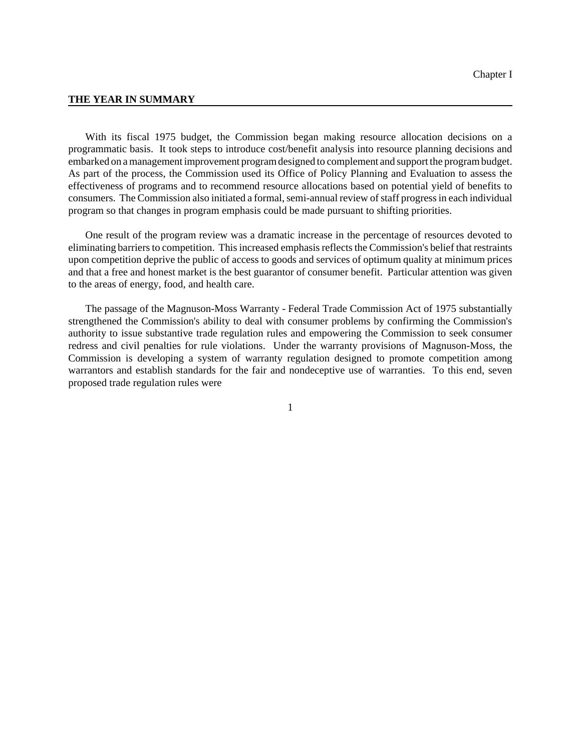Chapter I

## THE YEAR IN SUMMARY

With its fiscal 1975 budget, the Commission began making resource allocation decisions on a programmatic basis. It took steps to introduce cost/benefit analysis into resource planning decisions and embarked on a management improvement program designed to complement and support the program budget. As part of the process, the Commission used its Office of Policy Planning and Evaluation to assess the effectiveness of programs and to recommend resource allocations based on potential yield of benefits to consumers. The Commission also initiated a formal, semi-annual review of staff progress in each individual program so that changes in program emphasis could be made pursuant to shifting priorities.

One result of the program review was a dramatic increase in the percentage of resources devoted to eliminating barriers to competition. This increased emphasis reflects the Commission's belief that restraints upon competition deprive the public of access to goods and services of optimum quality at minimum prices and that a free and honest market is the best guarantor of consumer benefit. Particular attention was given to the areas of energy, food, and health care.

The passage of the Magnuson-Moss Warranty - Federal Trade Commission Act of 1975 substantially strengthened the Commission's ability to deal with consumer problems by confirming the Commission's authority to issue substantive trade regulation rules and empowering the Commission to seek consumer redress and civil penalties for rule violations. Under the warranty provisions of Magnuson-Moss, the Commission is developing a system of warranty regulation designed to promote competition among warrantors and establish standards for the fair and nondeceptive use of warranties. To this end, seven proposed trade regulation rules were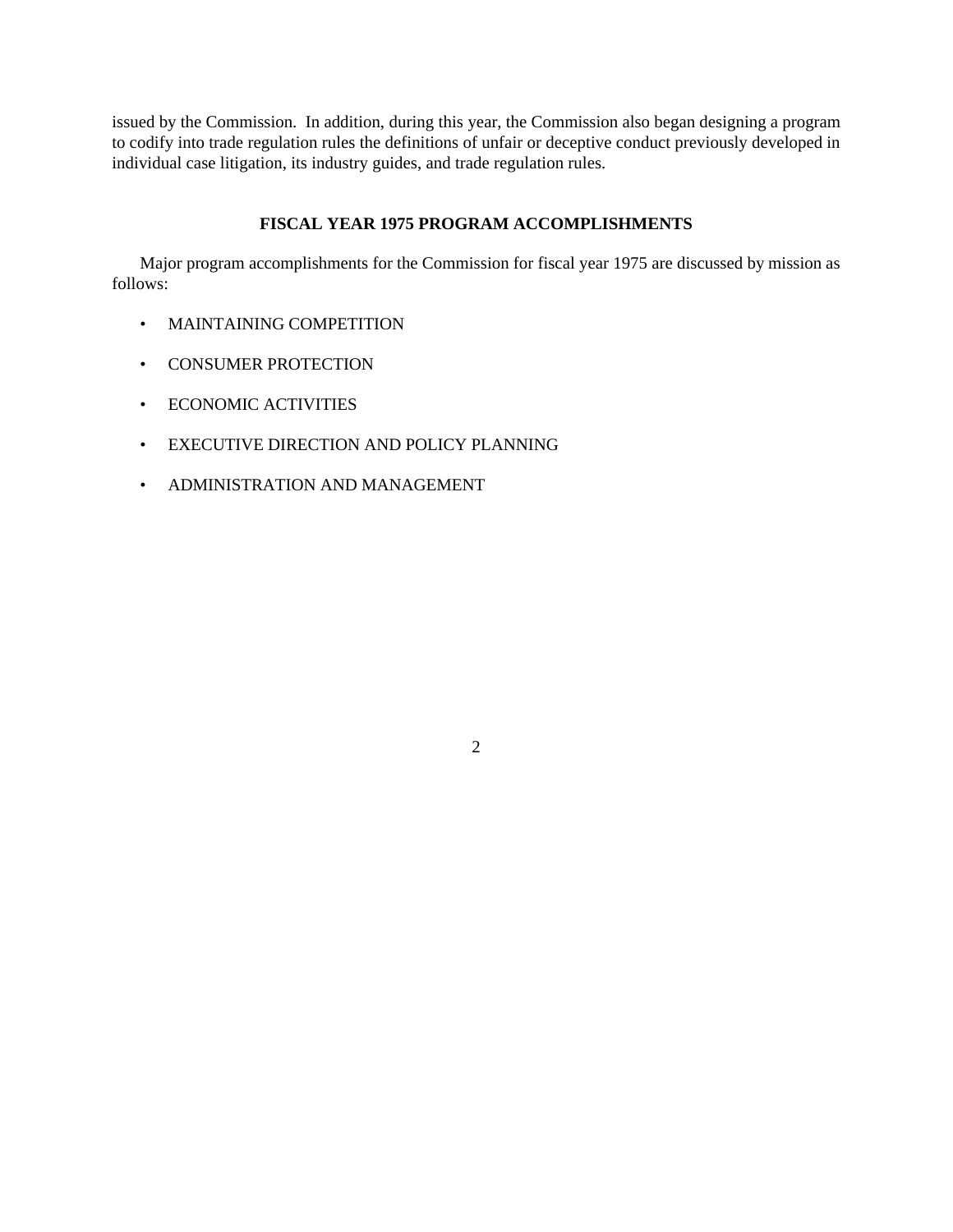issued by the Commission. In addition, during this year, the Commission also began designing a program to codify into trade regulation rules the definitions of unfair or deceptive conduct previously developed in individual case litigation, its industry guides, and trade regulation rules.

## FISCAL YEAR 1975 PROGRAM ACCOMPLISHMENTS

Major program accomplishments for the Commission for fiscal year 1975 are discussed by mission as follows:

- MAINTAINING COMPETITION
- CONSUMER PROTECTION
- ECONOMIC ACTIVITIES
- EXECUTIVE DIRECTION AND POLICY PLANNING
- ADMINISTRATION AND MANAGEMENT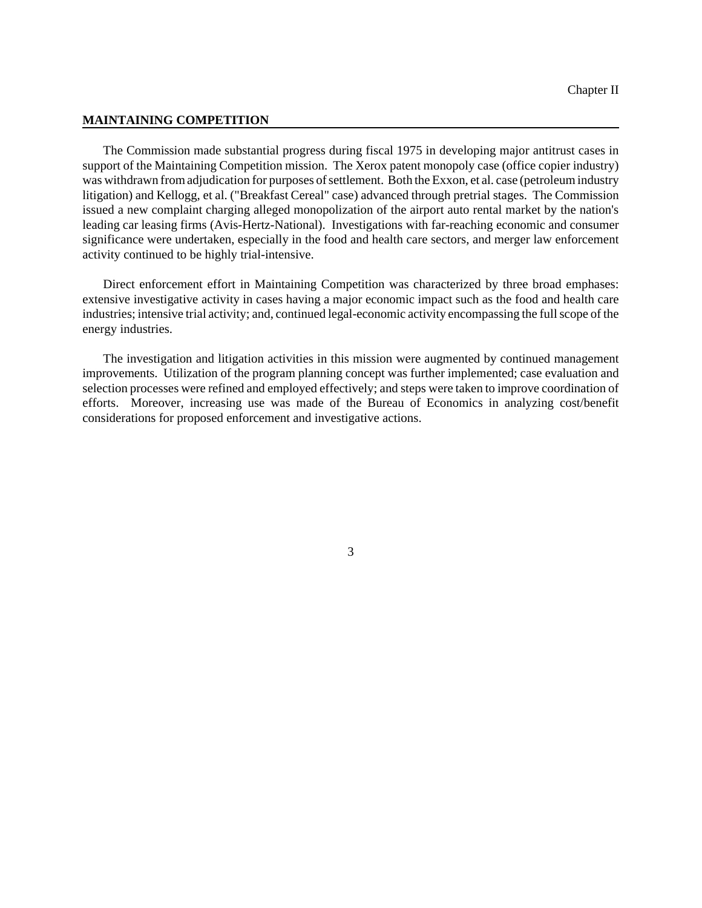Chapter II

## MAINTAINING COMPETITION

The Commission made substantial progress during fiscal 1975 in developing major antitrust cases in support of the Maintaining Competition mission. The Xerox patent monopoly case (office copier industry) was withdrawn from adjudication for purposes of settlement. Both the Exxon, et al. case (petroleum industry litigation) and Kellogg, et al. ("Breakfast Cereal" case) advanced through pretrial stages. The Commission issued a new complaint charging alleged monopolization of the airport auto rental market by the nation's leading car leasing firms (Avis-Hertz-National). Investigations with far-reaching economic and consumer significance were undertaken, especially in the food and health care sectors, and merger law enforcement activity continued to be highly trial-intensive.

Direct enforcement effort in Maintaining Competition was characterized by three broad emphases: extensive investigative activity in cases having a major economic impact such as the food and health care industries; intensive trial activity; and, continued legal-economic activity encompassing the full scope of the energy industries.

The investigation and litigation activities in this mission were augmented by continued management improvements. Utilization of the program planning concept was further implemented; case evaluation and selection processes were refined and employed effectively; and steps were taken to improve coordination of efforts. Moreover, increasing use was made of the Bureau of Economics in analyzing cost/benefit considerations for proposed enforcement and investigative actions.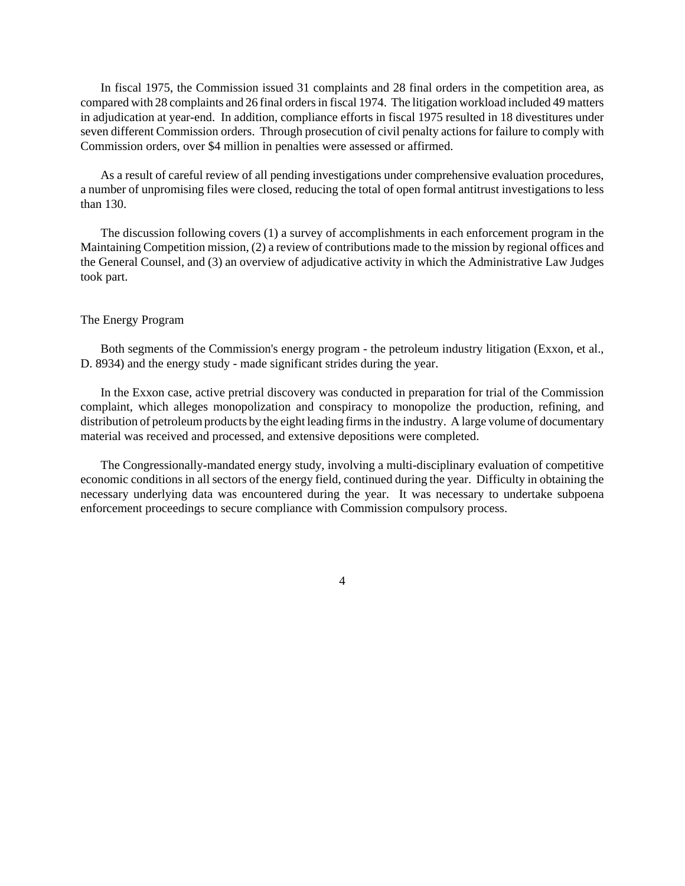In fiscal 1975, the Commission issued 31 complaints and 28 final orders in the competition area, as compared with 28 complaints and 26 final orders in fiscal 1974. The litigation workload included 49 matters in adjudication at year-end. In addition, compliance efforts in fiscal 1975 resulted in 18 divestitures under seven different Commission orders. Through prosecution of civil penalty actions for failure to comply with Commission orders, over $4 million in penalties were assessed or affirmed.

As a result of careful review of all pending investigations under comprehensive evaluation procedures, a number of unpromising files were closed, reducing the total of open formal antitrust investigations to less than 130.

The discussion following covers (1) a survey of accomplishments in each enforcement program in the Maintaining Competition mission, (2) a review of contributions made to the mission by regional offices and the General Counsel, and (3) an overview of adjudicative activity in which the Administrative Law Judges took part.

## The Energy Program

Both segments of the Commission's energy program - the petroleum industry litigation (Exxon, et al., D. 8934) and the energy study - made significant strides during the year.

In the Exxon case, active pretrial discovery was conducted in preparation for trial of the Commission complaint, which alleges monopolization and conspiracy to monopolize the production, refining, and distribution of petroleum products by the eight leading firms in the industry. A large volume of documentary material was received and processed, and extensive depositions were completed.

The Congressionally-mandated energy study, involving a multi-disciplinary evaluation of competitive economic conditions in all sectors of the energy field, continued during the year. Difficulty in obtaining the necessary underlying data was encountered during the year. It was necessary to undertake subpoena enforcement proceedings to secure compliance with Commission compulsory process.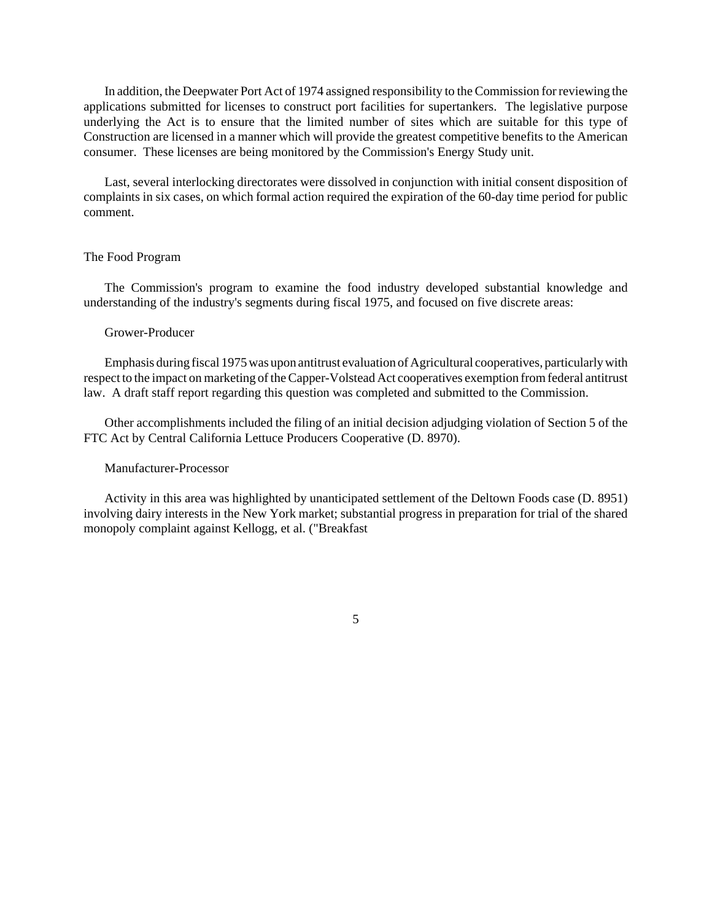In addition, the Deepwater Port Act of 1974 assigned responsibility to the Commission for reviewing the applications submitted for licenses to construct port facilities for supertankers. The legislative purpose underlying the Act is to ensure that the limited number of sites which are suitable for this type of Construction are licensed in a manner which will provide the greatest competitive benefits to the American consumer. These licenses are being monitored by the Commission's Energy Study unit.

Last, several interlocking directorates were dissolved in conjunction with initial consent disposition of complaints in six cases, on which formal action required the expiration of the 60-day time period for public comment.

## The Food Program

The Commission's program to examine the food industry developed substantial knowledge and understanding of the industry's segments during fiscal 1975, and focused on five discrete areas:

### Grower-Producer

Emphasis during fiscal 1975 was upon antitrust evaluation of Agricultural cooperatives, particularly with respect to the impact on marketing of the Capper-Volstead Act cooperatives exemption from federal antitrust law. A draft staff report regarding this question was completed and submitted to the Commission.

Other accomplishments included the filing of an initial decision adjudging violation of Section 5 of the FTC Act by Central California Lettuce Producers Cooperative (D. 8970).

### Manufacturer-Processor

Activity in this area was highlighted by unanticipated settlement of the Deltown Foods case (D. 8951) involving dairy interests in the New York market; substantial progress in preparation for trial of the shared monopoly complaint against Kellogg, et al. ("Breakfast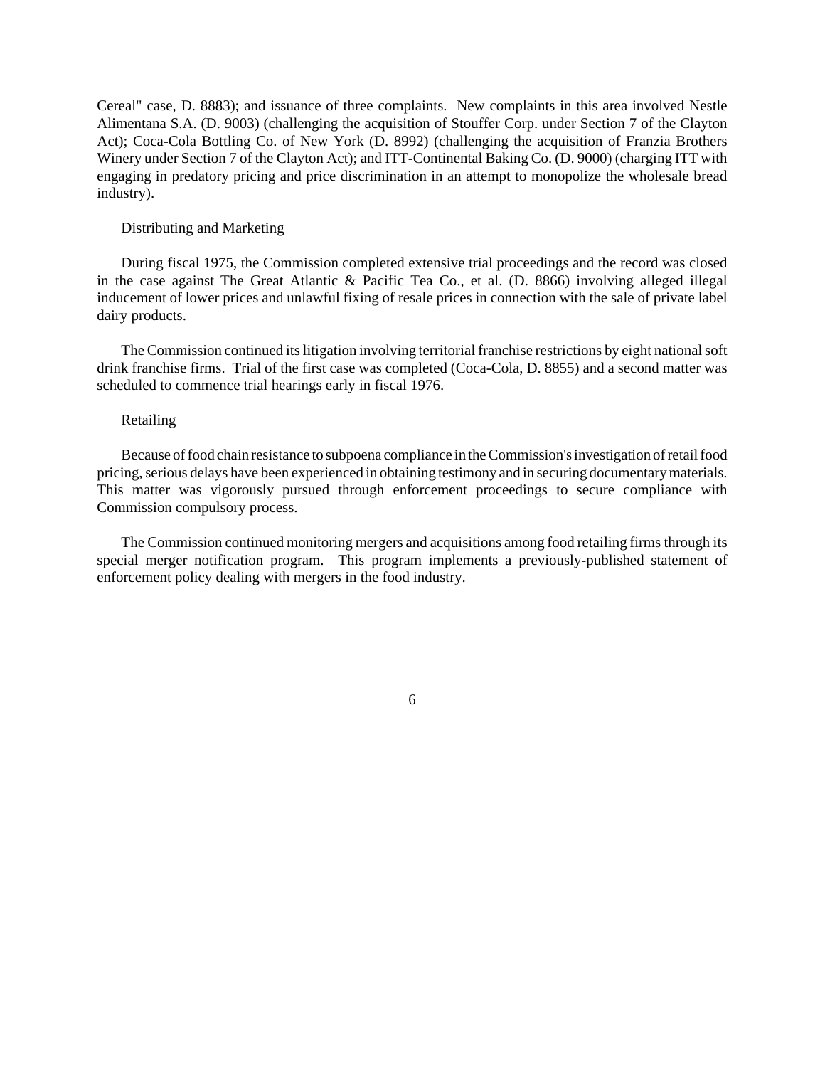Cereal" case, D. 8883); and issuance of three complaints. New complaints in this area involved Nestle Alimentana S.A. (D. 9003) (challenging the acquisition of Stouffer Corp. under Section 7 of the Clayton Act); Coca-Cola Bottling Co. of New York (D. 8992) (challenging the acquisition of Franzia Brothers Winery under Section 7 of the Clayton Act); and ITT-Continental Baking Co. (D. 9000) (charging ITT with engaging in predatory pricing and price discrimination in an attempt to monopolize the wholesale bread industry).

### Distributing and Marketing

During fiscal 1975, the Commission completed extensive trial proceedings and the record was closed in the case against The Great Atlantic & Pacific Tea Co., et al. (D. 8866) involving alleged illegal inducement of lower prices and unlawful fixing of resale prices in connection with the sale of private label dairy products.

The Commission continued its litigation involving territorial franchise restrictions by eight national soft drink franchise firms. Trial of the first case was completed (Coca-Cola, D. 8855) and a second matter was scheduled to commence trial hearings early in fiscal 1976.

### Retailing

Because of food chain resistance to subpoena compliance in the Commission's investigation of retail food pricing, serious delays have been experienced in obtaining testimony and in securing documentary materials. This matter was vigorously pursued through enforcement proceedings to secure compliance with Commission compulsory process.

The Commission continued monitoring mergers and acquisitions among food retailing firms through its special merger notification program. This program implements a previously-published statement of enforcement policy dealing with mergers in the food industry.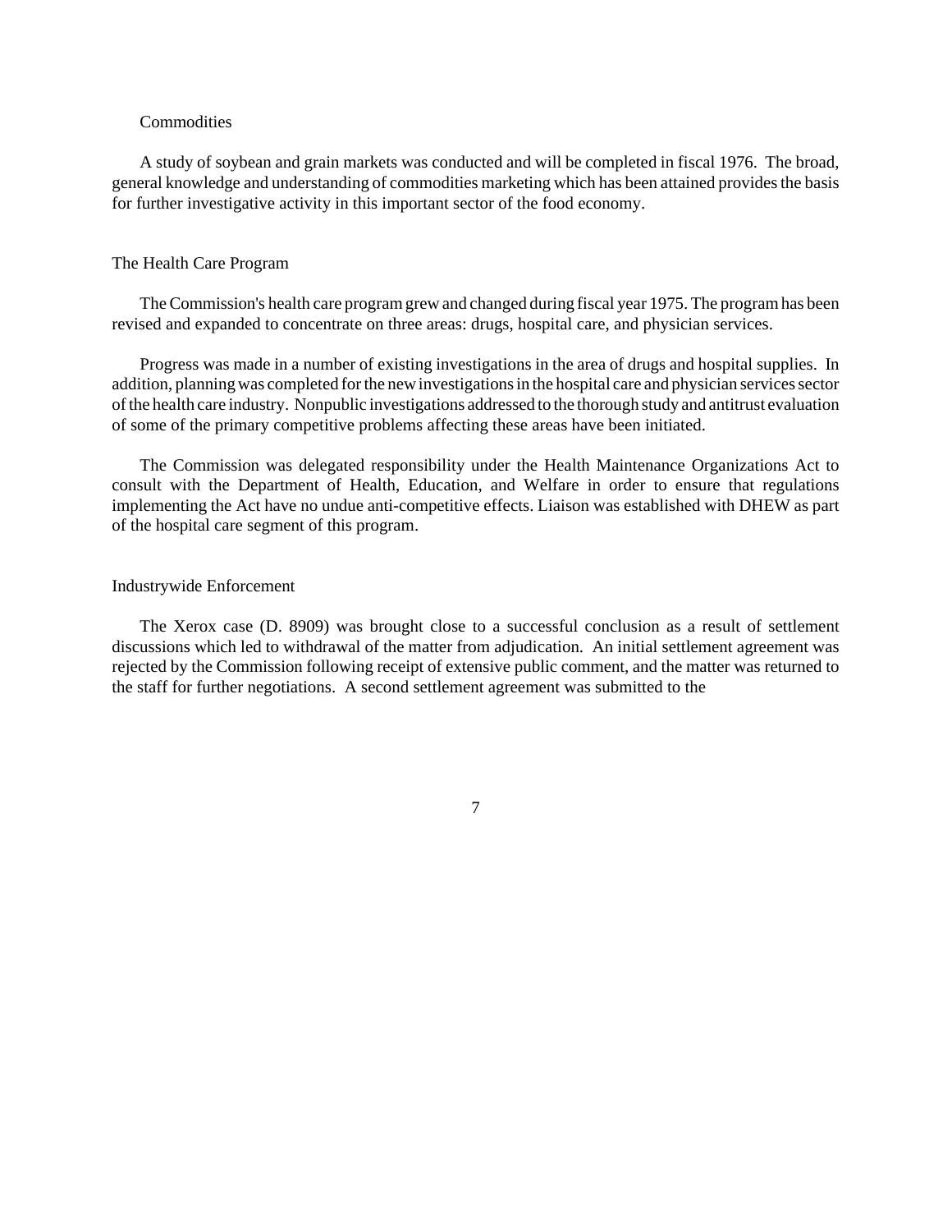### Commodities

A study of soybean and grain markets was conducted and will be completed in fiscal 1976. The broad, general knowledge and understanding of commodities marketing which has been attained provides the basis for further investigative activity in this important sector of the food economy.

### The Health Care Program

The Commission's health care program grew and changed during fiscal year 1975. The program has been revised and expanded to concentrate on three areas: drugs, hospital care, and physician services.

Progress was made in a number of existing investigations in the area of drugs and hospital supplies. In addition, planning was completed for the new investigations in the hospital care and physician services sector of the health care industry. Nonpublic investigations addressed to the thorough study and antitrust evaluation of some of the primary competitive problems affecting these areas have been initiated.

The Commission was delegated responsibility under the Health Maintenance Organizations Act to consult with the Department of Health, Education, and Welfare in order to ensure that regulations implementing the Act have no undue anti-competitive effects. Liaison was established with DHEW as part of the hospital care segment of this program.

### Industrywide Enforcement

The Xerox case (D. 8909) was brought close to a successful conclusion as a result of settlement discussions which led to withdrawal of the matter from adjudication. An initial settlement agreement was rejected by the Commission following receipt of extensive public comment, and the matter was returned to the staff for further negotiations. A second settlement agreement was submitted to the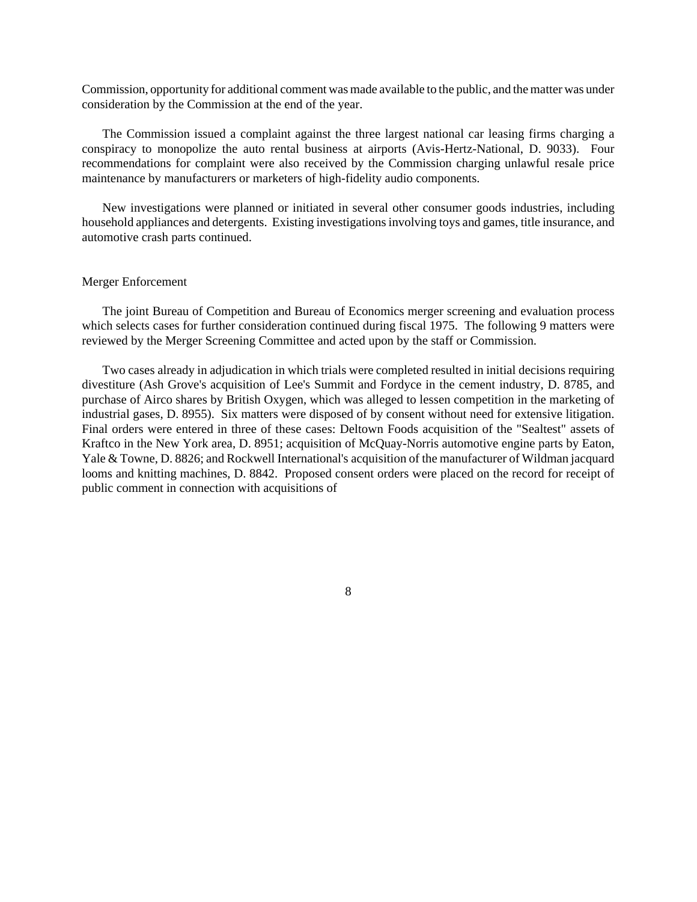Commission, opportunity for additional comment was made available to the public, and the matter was under consideration by the Commission at the end of the year.

The Commission issued a complaint against the three largest national car leasing firms charging a conspiracy to monopolize the auto rental business at airports (Avis-Hertz-National, D. 9033). Four recommendations for complaint were also received by the Commission charging unlawful resale price maintenance by manufacturers or marketers of high-fidelity audio components.

New investigations were planned or initiated in several other consumer goods industries, including household appliances and detergents. Existing investigations involving toys and games, title insurance, and automotive crash parts continued.

## Merger Enforcement

The joint Bureau of Competition and Bureau of Economics merger screening and evaluation process which selects cases for further consideration continued during fiscal 1975. The following 9 matters were reviewed by the Merger Screening Committee and acted upon by the staff or Commission.

Two cases already in adjudication in which trials were completed resulted in initial decisions requiring divestiture (Ash Grove's acquisition of Lee's Summit and Fordyce in the cement industry, D. 8785, and purchase of Airco shares by British Oxygen, which was alleged to lessen competition in the marketing of industrial gases, D. 8955). Six matters were disposed of by consent without need for extensive litigation. Final orders were entered in three of these cases: Deltown Foods acquisition of the "Sealtest" assets of Kraftco in the New York area, D. 8951; acquisition of McQuay-Norris automotive engine parts by Eaton, Yale & Towne, D. 8826; and Rockwell International's acquisition of the manufacturer of Wildman jacquard looms and knitting machines, D. 8842. Proposed consent orders were placed on the record for receipt of public comment in connection with acquisitions of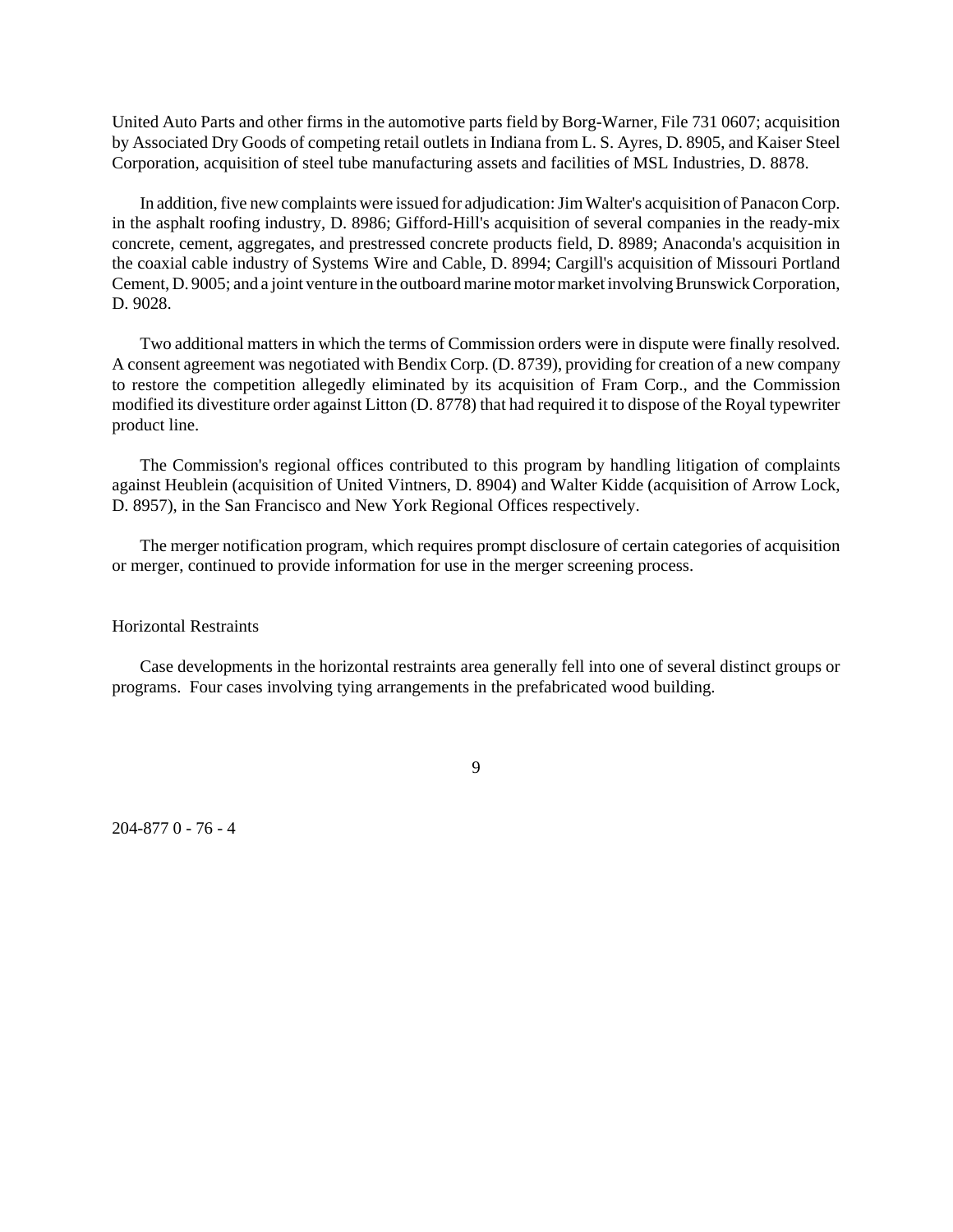United Auto Parts and other firms in the automotive parts field by Borg-Warner, File 731 0607; acquisition by Associated Dry Goods of competing retail outlets in Indiana from L. S. Ayres, D. 8905, and Kaiser Steel Corporation, acquisition of steel tube manufacturing assets and facilities of MSL Industries, D. 8878.

In addition, five new complaints were issued for adjudication: Jim Walter's acquisition of Panacon Corp. in the asphalt roofing industry, D. 8986; Gifford-Hill's acquisition of several companies in the ready-mix concrete, cement, aggregates, and prestressed concrete products field, D. 8989; Anaconda's acquisition in the coaxial cable industry of Systems Wire and Cable, D. 8994; Cargill's acquisition of Missouri Portland Cement, D. 9005; and a joint venture in the outboard marine motor market involving Brunswick Corporation, D. 9028.

Two additional matters in which the terms of Commission orders were in dispute were finally resolved. A consent agreement was negotiated with Bendix Corp. (D. 8739), providing for creation of a new company to restore the competition allegedly eliminated by its acquisition of Fram Corp., and the Commission modified its divestiture order against Litton (D. 8778) that had required it to dispose of the Royal typewriter product line.

The Commission's regional offices contributed to this program by handling litigation of complaints against Heublein (acquisition of United Vintners, D. 8904) and Walter Kidde (acquisition of Arrow Lock, D. 8957), in the San Francisco and New York Regional Offices respectively.

The merger notification program, which requires prompt disclosure of certain categories of acquisition or merger, continued to provide information for use in the merger screening process.

## Horizontal Restraints

Case developments in the horizontal restraints area generally fell into one of several distinct groups or programs. Four cases involving tying arrangements in the prefabricated wood building.

204-877 0 - 76 - 4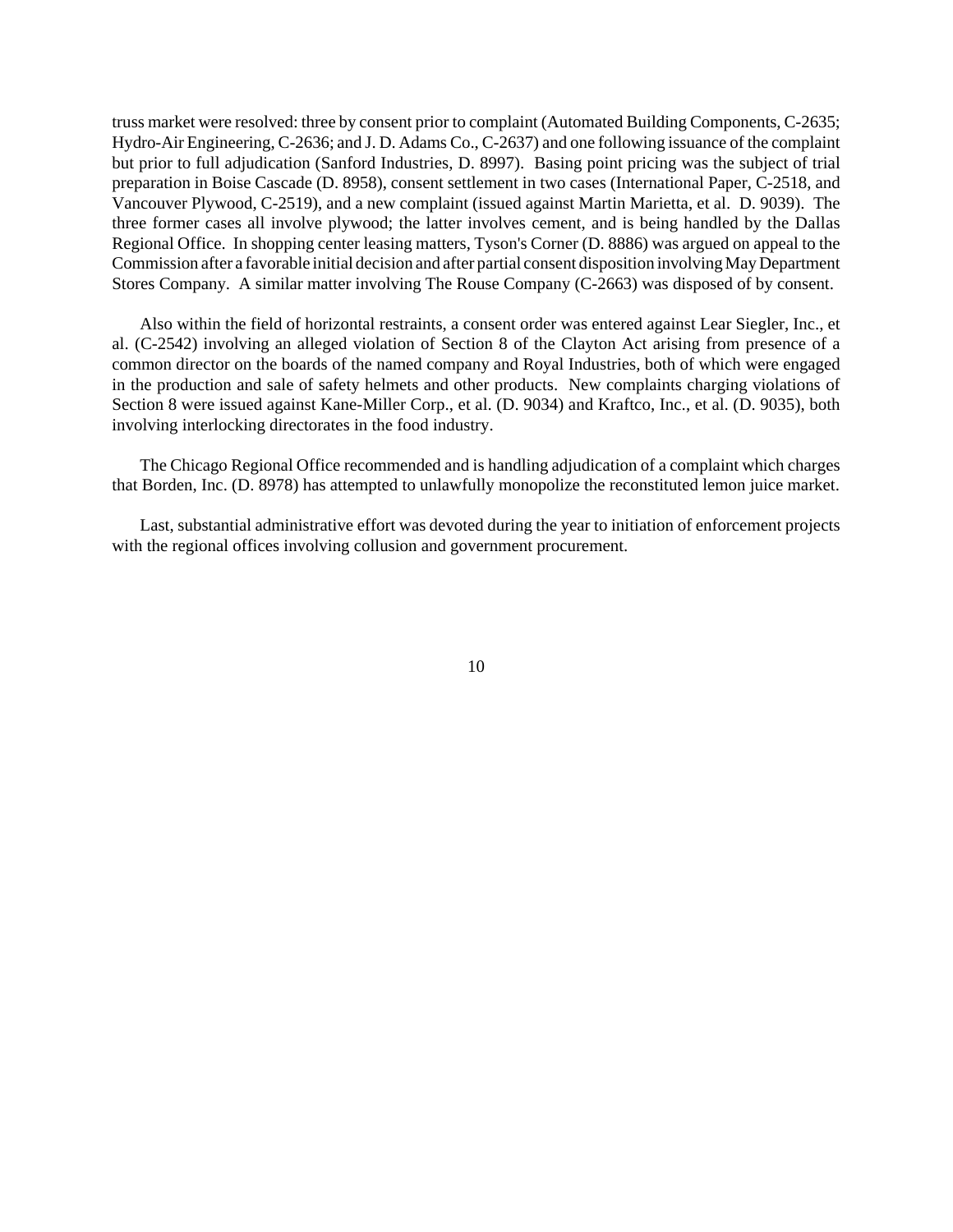truss market were resolved: three by consent prior to complaint (Automated Building Components, C-2635; Hydro-Air Engineering, C-2636; and J. D. Adams Co., C-2637) and one following issuance of the complaint but prior to full adjudication (Sanford Industries, D. 8997). Basing point pricing was the subject of trial preparation in Boise Cascade (D. 8958), consent settlement in two cases (International Paper, C-2518, and Vancouver Plywood, C-2519), and a new complaint (issued against Martin Marietta, et al. D. 9039). The three former cases all involve plywood; the latter involves cement, and is being handled by the Dallas Regional Office. In shopping center leasing matters, Tyson's Corner (D. 8886) was argued on appeal to the Commission after a favorable initial decision and after partial consent disposition involving May Department Stores Company. A similar matter involving The Rouse Company (C-2663) was disposed of by consent.

Also within the field of horizontal restraints, a consent order was entered against Lear Siegler, Inc., et al. (C-2542) involving an alleged violation of Section 8 of the Clayton Act arising from presence of a common director on the boards of the named company and Royal Industries, both of which were engaged in the production and sale of safety helmets and other products. New complaints charging violations of Section 8 were issued against Kane-Miller Corp., et al. (D. 9034) and Kraftco, Inc., et al. (D. 9035), both involving interlocking directorates in the food industry.

The Chicago Regional Office recommended and is handling adjudication of a complaint which charges that Borden, Inc. (D. 8978) has attempted to unlawfully monopolize the reconstituted lemon juice market.

Last, substantial administrative effort was devoted during the year to initiation of enforcement projects with the regional offices involving collusion and government procurement.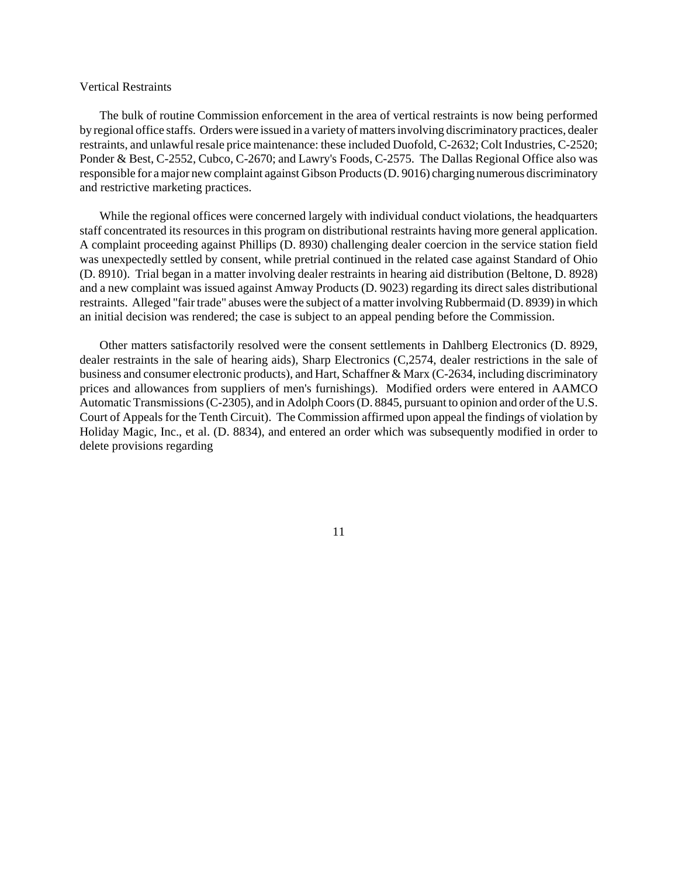Vertical Restraints

The bulk of routine Commission enforcement in the area of vertical restraints is now being performed by regional office staffs. Orders were issued in a variety of matters involving discriminatory practices, dealer restraints, and unlawful resale price maintenance: these included Duofold, C-2632; Colt Industries, C-2520; Ponder & Best, C-2552, Cubco, C-2670; and Lawry's Foods, C-2575. The Dallas Regional Office also was responsible for a major new complaint against Gibson Products (D. 9016) charging numerous discriminatory and restrictive marketing practices.

While the regional offices were concerned largely with individual conduct violations, the headquarters staff concentrated its resources in this program on distributional restraints having more general application. A complaint proceeding against Phillips (D. 8930) challenging dealer coercion in the service station field was unexpectedly settled by consent, while pretrial continued in the related case against Standard of Ohio (D. 8910). Trial began in a matter involving dealer restraints in hearing aid distribution (Beltone, D. 8928) and a new complaint was issued against Amway Products (D. 9023) regarding its direct sales distributional restraints. Alleged "fair trade" abuses were the subject of a matter involving Rubbermaid (D. 8939) in which an initial decision was rendered; the case is subject to an appeal pending before the Commission.

Other matters satisfactorily resolved were the consent settlements in Dahlberg Electronics (D. 8929, dealer restraints in the sale of hearing aids), Sharp Electronics (C,2574, dealer restrictions in the sale of business and consumer electronic products), and Hart, Schaffner & Marx (C-2634, including discriminatory prices and allowances from suppliers of men's furnishings). Modified orders were entered in AAMCO Automatic Transmissions (C-2305), and in Adolph Coors (D. 8845, pursuant to opinion and order of the U.S. Court of Appeals for the Tenth Circuit). The Commission affirmed upon appeal the findings of violation by Holiday Magic, Inc., et al. (D. 8834), and entered an order which was subsequently modified in order to delete provisions regarding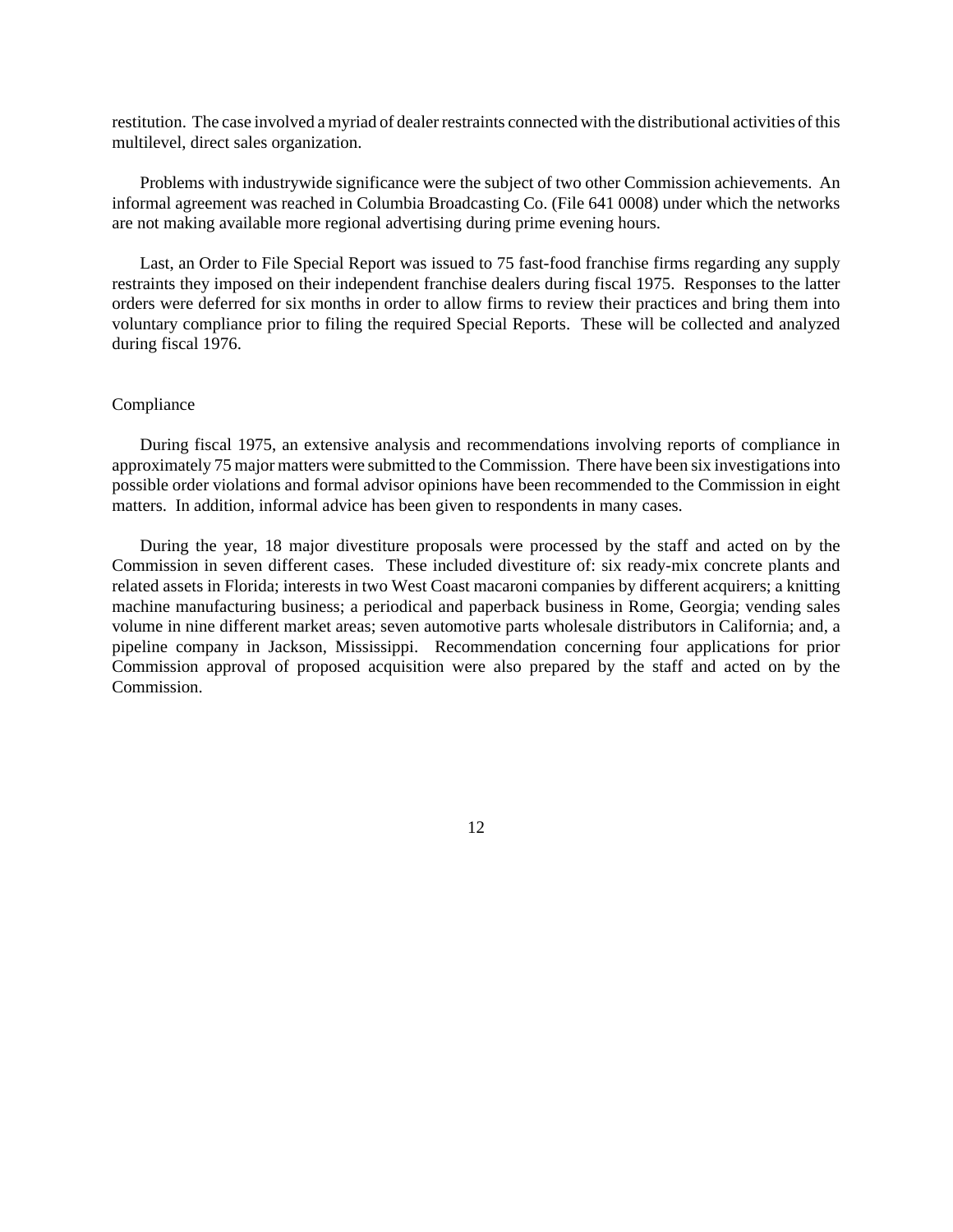restitution. The case involved a myriad of dealer restraints connected with the distributional activities of this multilevel, direct sales organization.

Problems with industrywide significance were the subject of two other Commission achievements. An informal agreement was reached in Columbia Broadcasting Co. (File 641 0008) under which the networks are not making available more regional advertising during prime evening hours.

Last, an Order to File Special Report was issued to 75 fast-food franchise firms regarding any supply restraints they imposed on their independent franchise dealers during fiscal 1975. Responses to the latter orders were deferred for six months in order to allow firms to review their practices and bring them into voluntary compliance prior to filing the required Special Reports. These will be collected and analyzed during fiscal 1976.

### Compliance

During fiscal 1975, an extensive analysis and recommendations involving reports of compliance in approximately 75 major matters were submitted to the Commission. There have been six investigations into possible order violations and formal advisor opinions have been recommended to the Commission in eight matters. In addition, informal advice has been given to respondents in many cases.

During the year, 18 major divestiture proposals were processed by the staff and acted on by the Commission in seven different cases. These included divestiture of: six ready-mix concrete plants and related assets in Florida; interests in two West Coast macaroni companies by different acquirers; a knitting machine manufacturing business; a periodical and paperback business in Rome, Georgia; vending sales volume in nine different market areas; seven automotive parts wholesale distributors in California; and, a pipeline company in Jackson, Mississippi. Recommendation concerning four applications for prior Commission approval of proposed acquisition were also prepared by the staff and acted on by the Commission.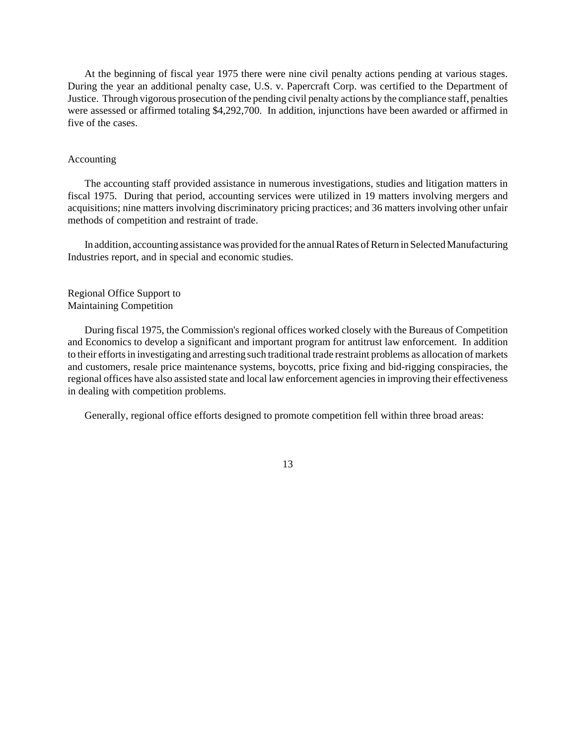At the beginning of fiscal year 1975 there were nine civil penalty actions pending at various stages. During the year an additional penalty case, U.S. v. Papercraft Corp. was certified to the Department of Justice. Through vigorous prosecution of the pending civil penalty actions by the compliance staff, penalties were assessed or affirmed totaling $4,292,700. In addition, injunctions have been awarded or affirmed in five of the cases.

## Accounting

The accounting staff provided assistance in numerous investigations, studies and litigation matters in fiscal 1975. During that period, accounting services were utilized in 19 matters involving mergers and acquisitions; nine matters involving discriminatory pricing practices; and 36 matters involving other unfair methods of competition and restraint of trade.

In addition, accounting assistance was provided for the annual Rates of Return in Selected Manufacturing Industries report, and in special and economic studies.

## Regional Office Support to Maintaining Competition

During fiscal 1975, the Commission's regional offices worked closely with the Bureaus of Competition and Economics to develop a significant and important program for antitrust law enforcement. In addition to their efforts in investigating and arresting such traditional trade restraint problems as allocation of markets and customers, resale price maintenance systems, boycotts, price fixing and bid-rigging conspiracies, the regional offices have also assisted state and local law enforcement agencies in improving their effectiveness in dealing with competition problems.

Generally, regional office efforts designed to promote competition fell within three broad areas: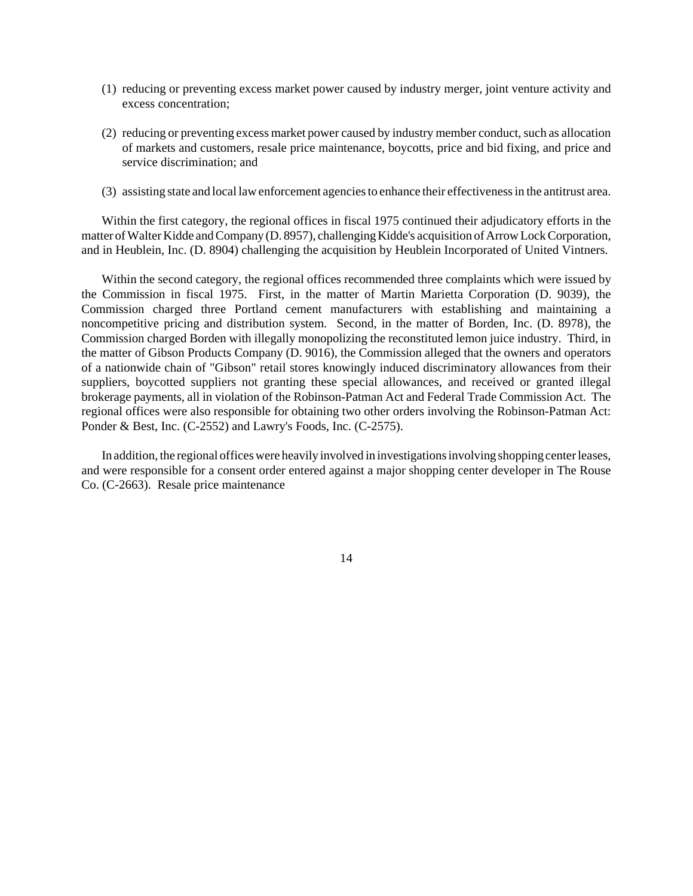(1) reducing or preventing excess market power caused by industry merger, joint venture activity and excess concentration;

(2) reducing or preventing excess market power caused by industry member conduct, such as allocation of markets and customers, resale price maintenance, boycotts, price and bid fixing, and price and service discrimination; and

(3) assisting state and local law enforcement agencies to enhance their effectiveness in the antitrust area.

Within the first category, the regional offices in fiscal 1975 continued their adjudicatory efforts in the matter of Walter Kidde and Company (D. 8957), challenging Kidde's acquisition of Arrow Lock Corporation, and in Heublein, Inc. (D. 8904) challenging the acquisition by Heublein Incorporated of United Vintners.

Within the second category, the regional offices recommended three complaints which were issued by the Commission in fiscal 1975. First, in the matter of Martin Marietta Corporation (D. 9039), the Commission charged three Portland cement manufacturers with establishing and maintaining a noncompetitive pricing and distribution system. Second, in the matter of Borden, Inc. (D. 8978), the Commission charged Borden with illegally monopolizing the reconstituted lemon juice industry. Third, in the matter of Gibson Products Company (D. 9016), the Commission alleged that the owners and operators of a nationwide chain of "Gibson" retail stores knowingly induced discriminatory allowances from their suppliers, boycotted suppliers not granting these special allowances, and received or granted illegal brokerage payments, all in violation of the Robinson-Patman Act and Federal Trade Commission Act. The regional offices were also responsible for obtaining two other orders involving the Robinson-Patman Act: Ponder & Best, Inc. (C-2552) and Lawry's Foods, Inc. (C-2575).

In addition, the regional offices were heavily involved in investigations involving shopping center leases, and were responsible for a consent order entered against a major shopping center developer in The Rouse Co. (C-2663). Resale price maintenance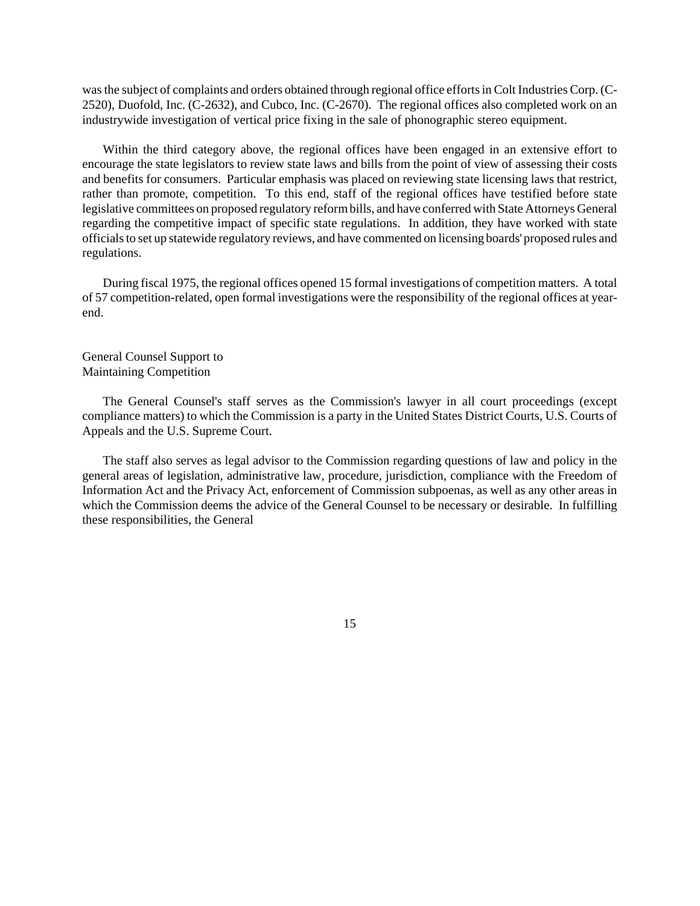was the subject of complaints and orders obtained through regional office efforts in Colt Industries Corp. (C-2520), Duofold, Inc. (C-2632), and Cubco, Inc. (C-2670). The regional offices also completed work on an industrywide investigation of vertical price fixing in the sale of phonographic stereo equipment.

Within the third category above, the regional offices have been engaged in an extensive effort to encourage the state legislators to review state laws and bills from the point of view of assessing their costs and benefits for consumers. Particular emphasis was placed on reviewing state licensing laws that restrict, rather than promote, competition. To this end, staff of the regional offices have testified before state legislative committees on proposed regulatory reform bills, and have conferred with State Attorneys General regarding the competitive impact of specific state regulations. In addition, they have worked with state officials to set up statewide regulatory reviews, and have commented on licensing boards' proposed rules and regulations.

During fiscal 1975, the regional offices opened 15 formal investigations of competition matters. A total of 57 competition-related, open formal investigations were the responsibility of the regional offices at year-end.

## General Counsel Support to Maintaining Competition

The General Counsel's staff serves as the Commission's lawyer in all court proceedings (except compliance matters) to which the Commission is a party in the United States District Courts, U.S. Courts of Appeals and the U.S. Supreme Court.

The staff also serves as legal advisor to the Commission regarding questions of law and policy in the general areas of legislation, administrative law, procedure, jurisdiction, compliance with the Freedom of Information Act and the Privacy Act, enforcement of Commission subpoenas, as well as any other areas in which the Commission deems the advice of the General Counsel to be necessary or desirable. In fulfilling these responsibilities, the General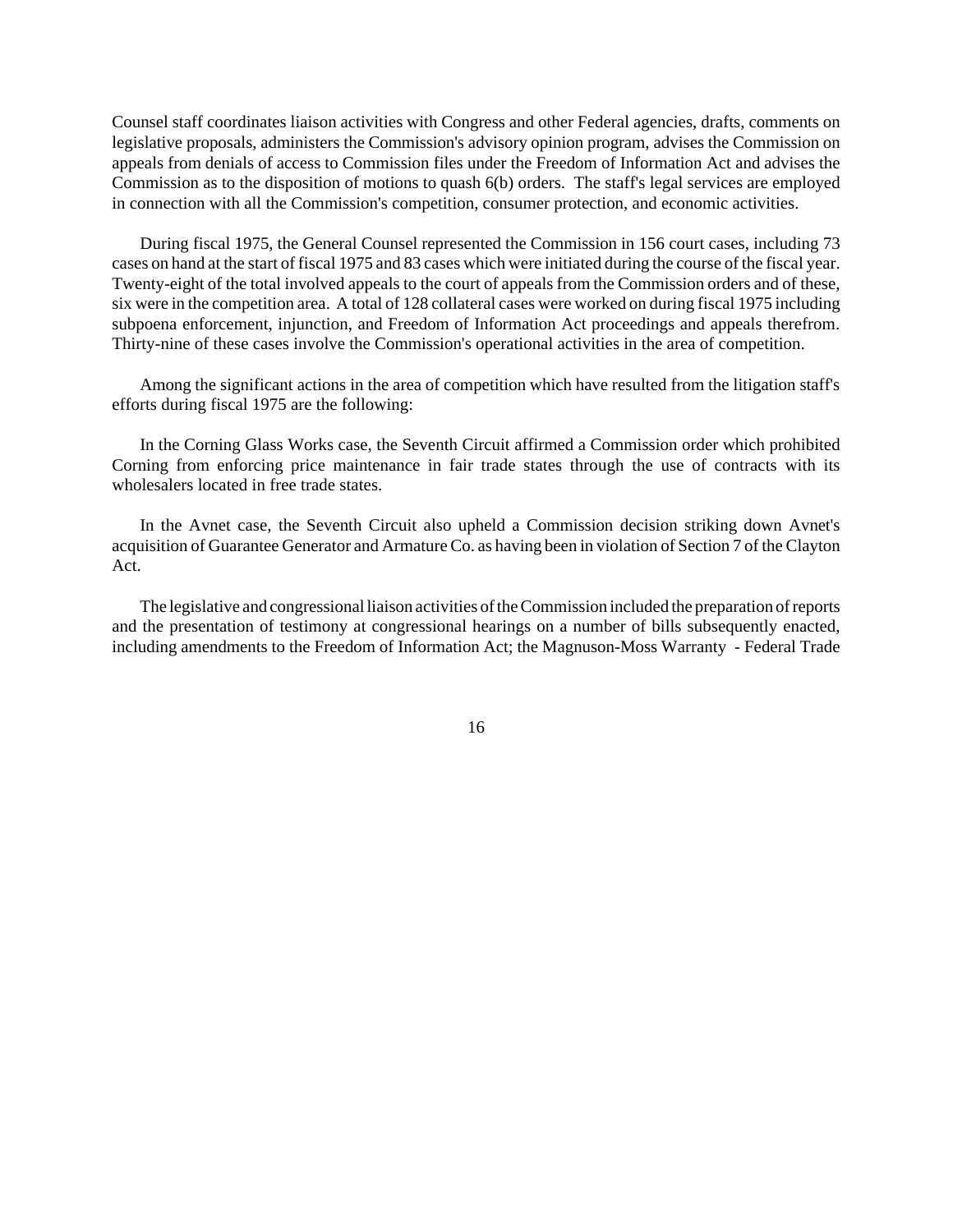Counsel staff coordinates liaison activities with Congress and other Federal agencies, drafts, comments on legislative proposals, administers the Commission's advisory opinion program, advises the Commission on appeals from denials of access to Commission files under the Freedom of Information Act and advises the Commission as to the disposition of motions to quash 6(b) orders. The staff's legal services are employed in connection with all the Commission's competition, consumer protection, and economic activities.

During fiscal 1975, the General Counsel represented the Commission in 156 court cases, including 73 cases on hand at the start of fiscal 1975 and 83 cases which were initiated during the course of the fiscal year. Twenty-eight of the total involved appeals to the court of appeals from the Commission orders and of these, six were in the competition area. A total of 128 collateral cases were worked on during fiscal 1975 including subpoena enforcement, injunction, and Freedom of Information Act proceedings and appeals therefrom. Thirty-nine of these cases involve the Commission's operational activities in the area of competition.

Among the significant actions in the area of competition which have resulted from the litigation staff's efforts during fiscal 1975 are the following:

In the Corning Glass Works case, the Seventh Circuit affirmed a Commission order which prohibited Corning from enforcing price maintenance in fair trade states through the use of contracts with its wholesalers located in free trade states.

In the Avnet case, the Seventh Circuit also upheld a Commission decision striking down Avnet's acquisition of Guarantee Generator and Armature Co. as having been in violation of Section 7 of the Clayton Act.

The legislative and congressional liaison activities of the Commission included the preparation of reports and the presentation of testimony at congressional hearings on a number of bills subsequently enacted, including amendments to the Freedom of Information Act; the Magnuson-Moss Warranty - Federal Trade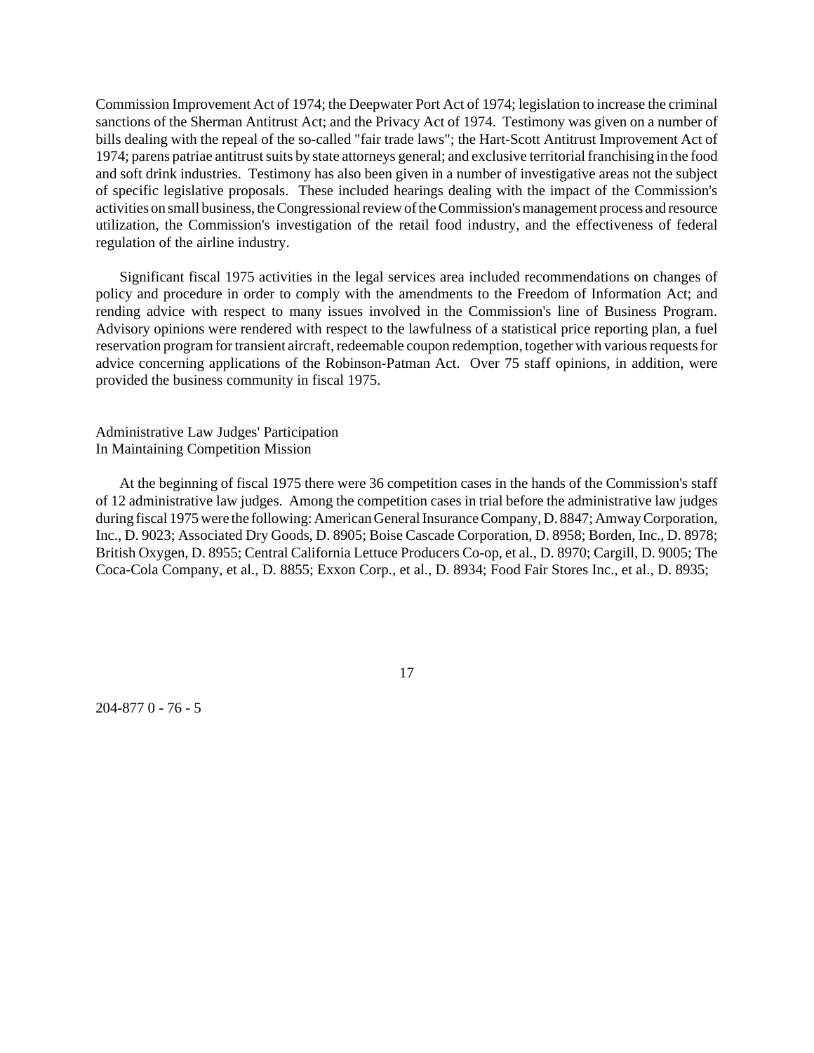Commission Improvement Act of 1974; the Deepwater Port Act of 1974; legislation to increase the criminal sanctions of the Sherman Antitrust Act; and the Privacy Act of 1974. Testimony was given on a number of bills dealing with the repeal of the so-called "fair trade laws"; the Hart-Scott Antitrust Improvement Act of 1974; parens patriae antitrust suits by state attorneys general; and exclusive territorial franchising in the food and soft drink industries. Testimony has also been given in a number of investigative areas not the subject of specific legislative proposals. These included hearings dealing with the impact of the Commission's activities on small business, the Congressional review of the Commission's management process and resource utilization, the Commission's investigation of the retail food industry, and the effectiveness of federal regulation of the airline industry.

Significant fiscal 1975 activities in the legal services area included recommendations on changes of policy and procedure in order to comply with the amendments to the Freedom of Information Act; and rending advice with respect to many issues involved in the Commission's line of Business Program. Advisory opinions were rendered with respect to the lawfulness of a statistical price reporting plan, a fuel reservation program for transient aircraft, redeemable coupon redemption, together with various requests for advice concerning applications of the Robinson-Patman Act. Over 75 staff opinions, in addition, were provided the business community in fiscal 1975.

Administrative Law Judges' Participation
In Maintaining Competition Mission

At the beginning of fiscal 1975 there were 36 competition cases in the hands of the Commission's staff of 12 administrative law judges. Among the competition cases in trial before the administrative law judges during fiscal 1975 were the following: American General Insurance Company, D. 8847; Amway Corporation, Inc., D. 9023; Associated Dry Goods, D. 8905; Boise Cascade Corporation, D. 8958; Borden, Inc., D. 8978; British Oxygen, D. 8955; Central California Lettuce Producers Co-op, et al., D. 8970; Cargill, D. 9005; The Coca-Cola Company, et al., D. 8855; Exxon Corp., et al., D. 8934; Food Fair Stores Inc., et al., D. 8935;

204-877 0 - 76 - 5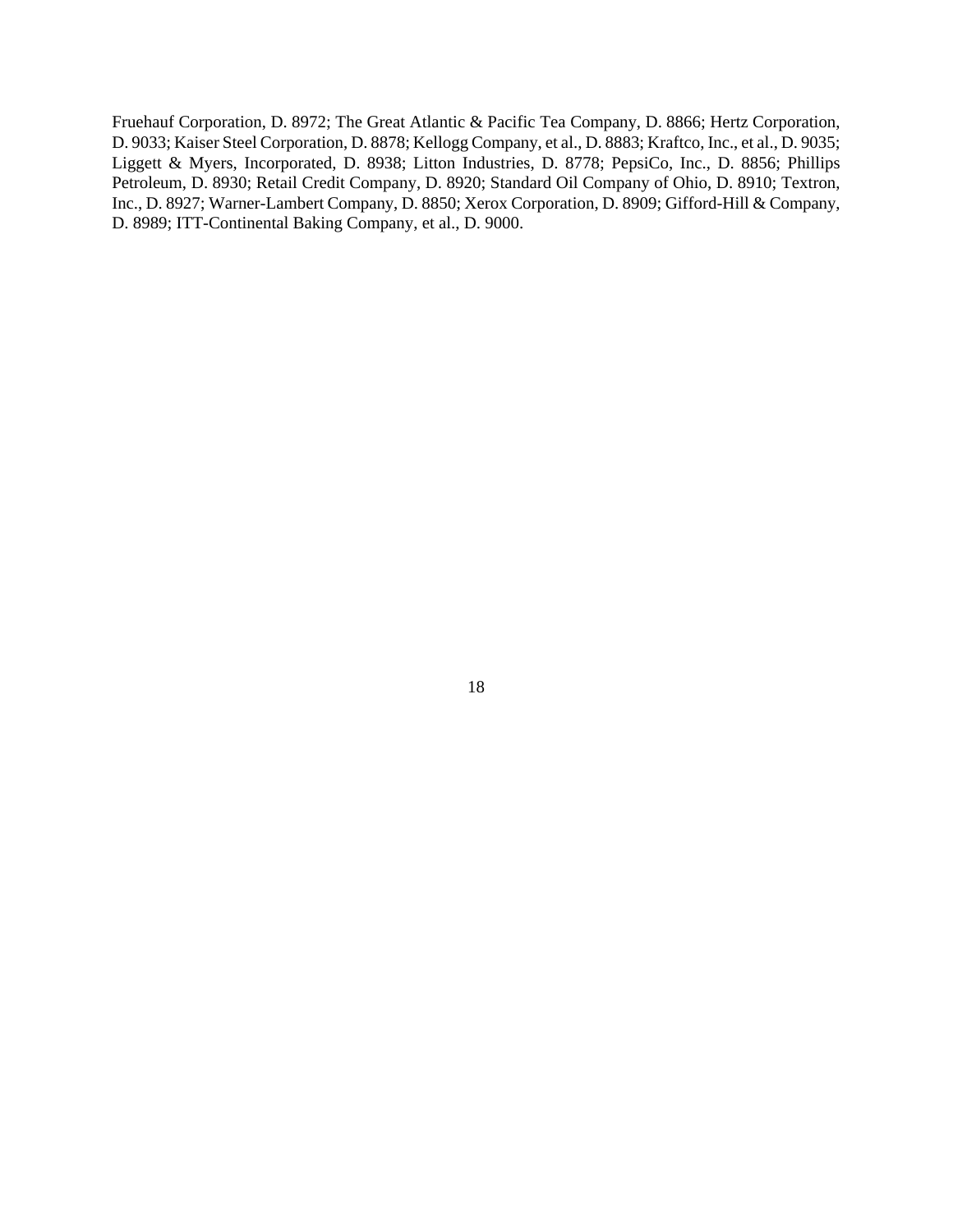Fruehauf Corporation, D. 8972; The Great Atlantic & Pacific Tea Company, D. 8866; Hertz Corporation, D. 9033; Kaiser Steel Corporation, D. 8878; Kellogg Company, et al., D. 8883; Kraftco, Inc., et al., D. 9035; Liggett & Myers, Incorporated, D. 8938; Litton Industries, D. 8778; PepsiCo, Inc., D. 8856; Phillips Petroleum, D. 8930; Retail Credit Company, D. 8920; Standard Oil Company of Ohio, D. 8910; Textron, Inc., D. 8927; Warner-Lambert Company, D. 8850; Xerox Corporation, D. 8909; Gifford-Hill & Company, D. 8989; ITT-Continental Baking Company, et al., D. 9000.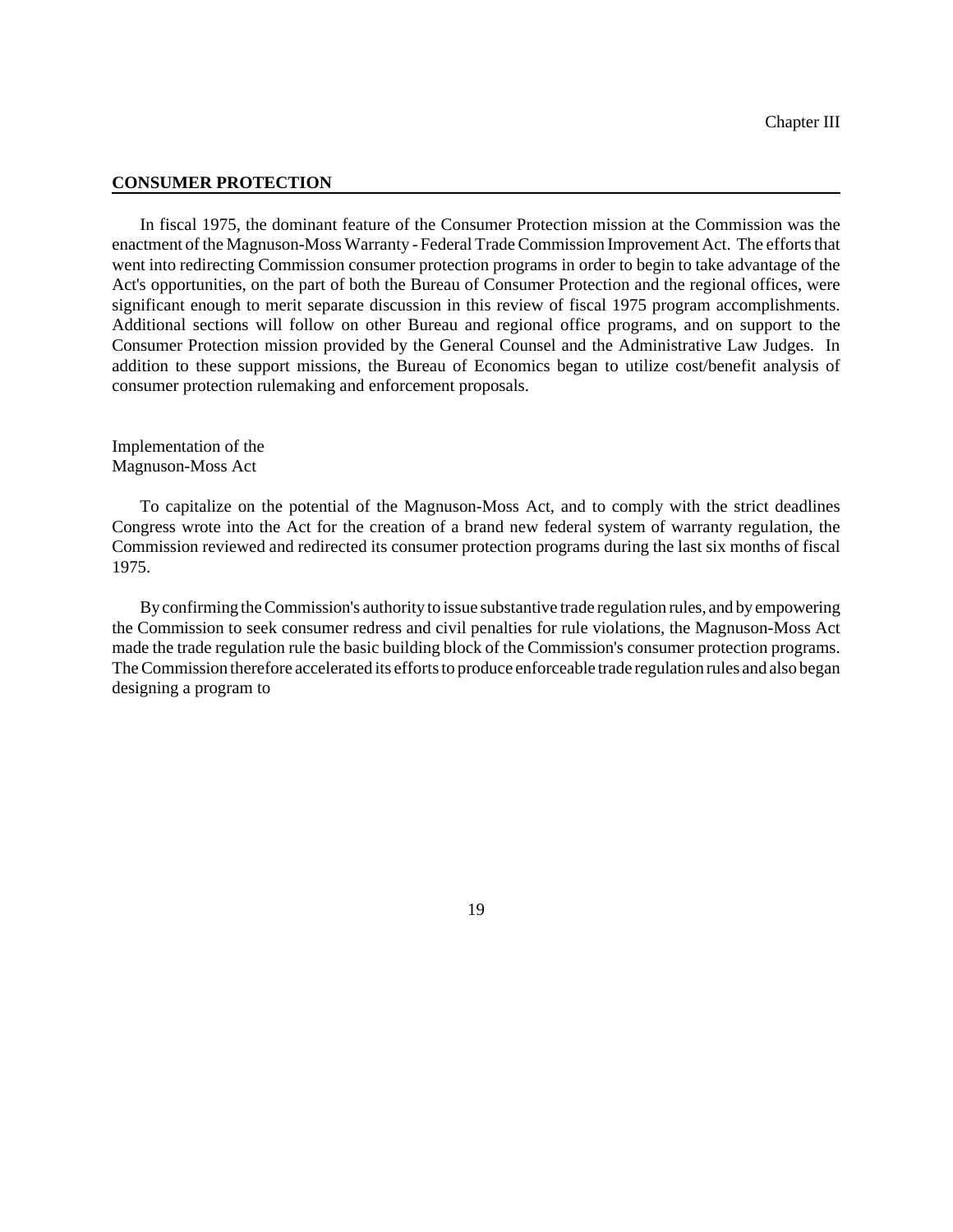Chapter III

## CONSUMER PROTECTION

In fiscal 1975, the dominant feature of the Consumer Protection mission at the Commission was the enactment of the Magnuson-Moss Warranty - Federal Trade Commission Improvement Act. The efforts that went into redirecting Commission consumer protection programs in order to begin to take advantage of the Act's opportunities, on the part of both the Bureau of Consumer Protection and the regional offices, were significant enough to merit separate discussion in this review of fiscal 1975 program accomplishments. Additional sections will follow on other Bureau and regional office programs, and on support to the Consumer Protection mission provided by the General Counsel and the Administrative Law Judges. In addition to these support missions, the Bureau of Economics began to utilize cost/benefit analysis of consumer protection rulemaking and enforcement proposals.

### Implementation of the Magnuson-Moss Act

To capitalize on the potential of the Magnuson-Moss Act, and to comply with the strict deadlines Congress wrote into the Act for the creation of a brand new federal system of warranty regulation, the Commission reviewed and redirected its consumer protection programs during the last six months of fiscal 1975.

By confirming the Commission's authority to issue substantive trade regulation rules, and by empowering the Commission to seek consumer redress and civil penalties for rule violations, the Magnuson-Moss Act made the trade regulation rule the basic building block of the Commission's consumer protection programs. The Commission therefore accelerated its efforts to produce enforceable trade regulation rules and also began designing a program to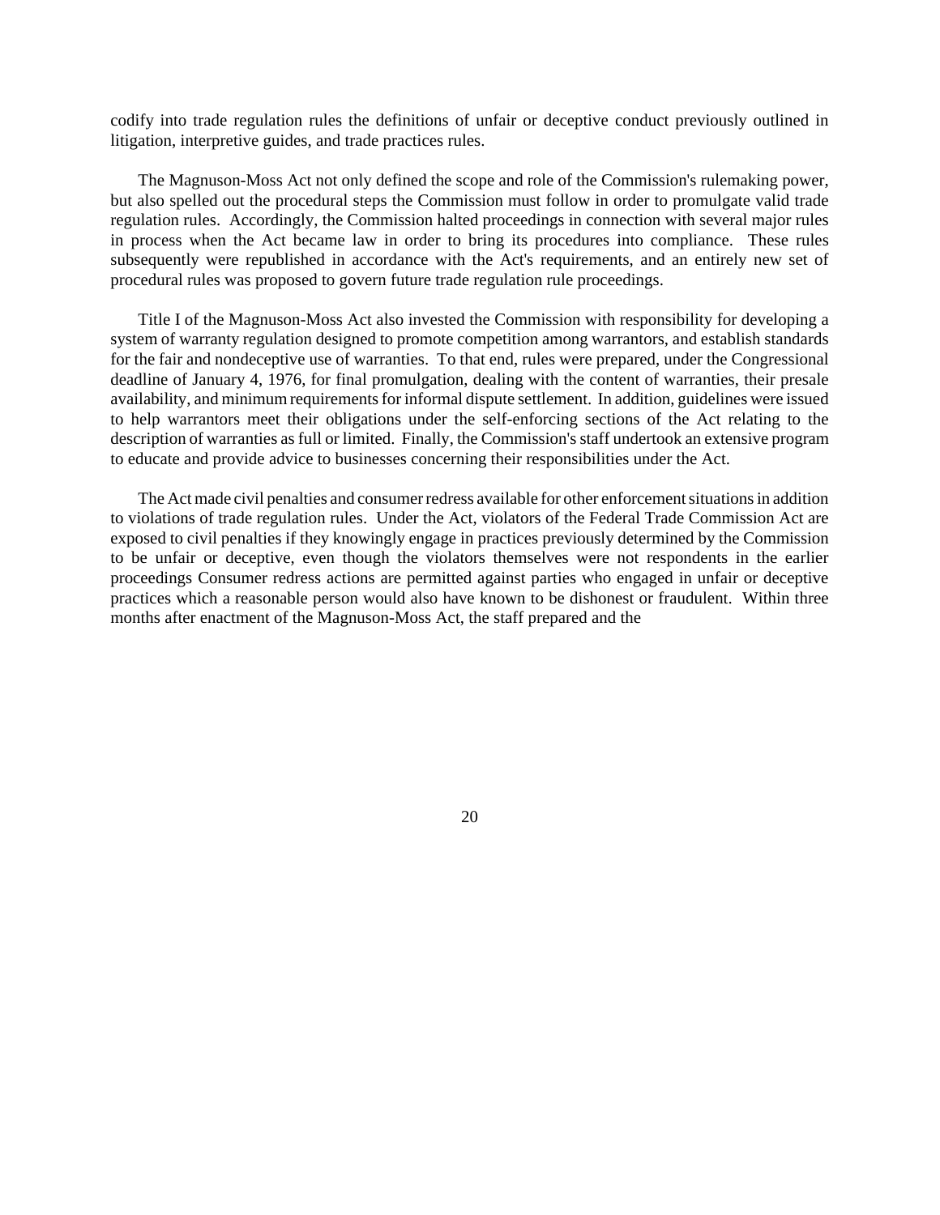codify into trade regulation rules the definitions of unfair or deceptive conduct previously outlined in litigation, interpretive guides, and trade practices rules.

The Magnuson-Moss Act not only defined the scope and role of the Commission's rulemaking power, but also spelled out the procedural steps the Commission must follow in order to promulgate valid trade regulation rules. Accordingly, the Commission halted proceedings in connection with several major rules in process when the Act became law in order to bring its procedures into compliance. These rules subsequently were republished in accordance with the Act's requirements, and an entirely new set of procedural rules was proposed to govern future trade regulation rule proceedings.

Title I of the Magnuson-Moss Act also invested the Commission with responsibility for developing a system of warranty regulation designed to promote competition among warrantors, and establish standards for the fair and nondeceptive use of warranties. To that end, rules were prepared, under the Congressional deadline of January 4, 1976, for final promulgation, dealing with the content of warranties, their presale availability, and minimum requirements for informal dispute settlement. In addition, guidelines were issued to help warrantors meet their obligations under the self-enforcing sections of the Act relating to the description of warranties as full or limited. Finally, the Commission's staff undertook an extensive program to educate and provide advice to businesses concerning their responsibilities under the Act.

The Act made civil penalties and consumer redress available for other enforcement situations in addition to violations of trade regulation rules. Under the Act, violators of the Federal Trade Commission Act are exposed to civil penalties if they knowingly engage in practices previously determined by the Commission to be unfair or deceptive, even though the violators themselves were not respondents in the earlier proceedings Consumer redress actions are permitted against parties who engaged in unfair or deceptive practices which a reasonable person would also have known to be dishonest or fraudulent. Within three months after enactment of the Magnuson-Moss Act, the staff prepared and the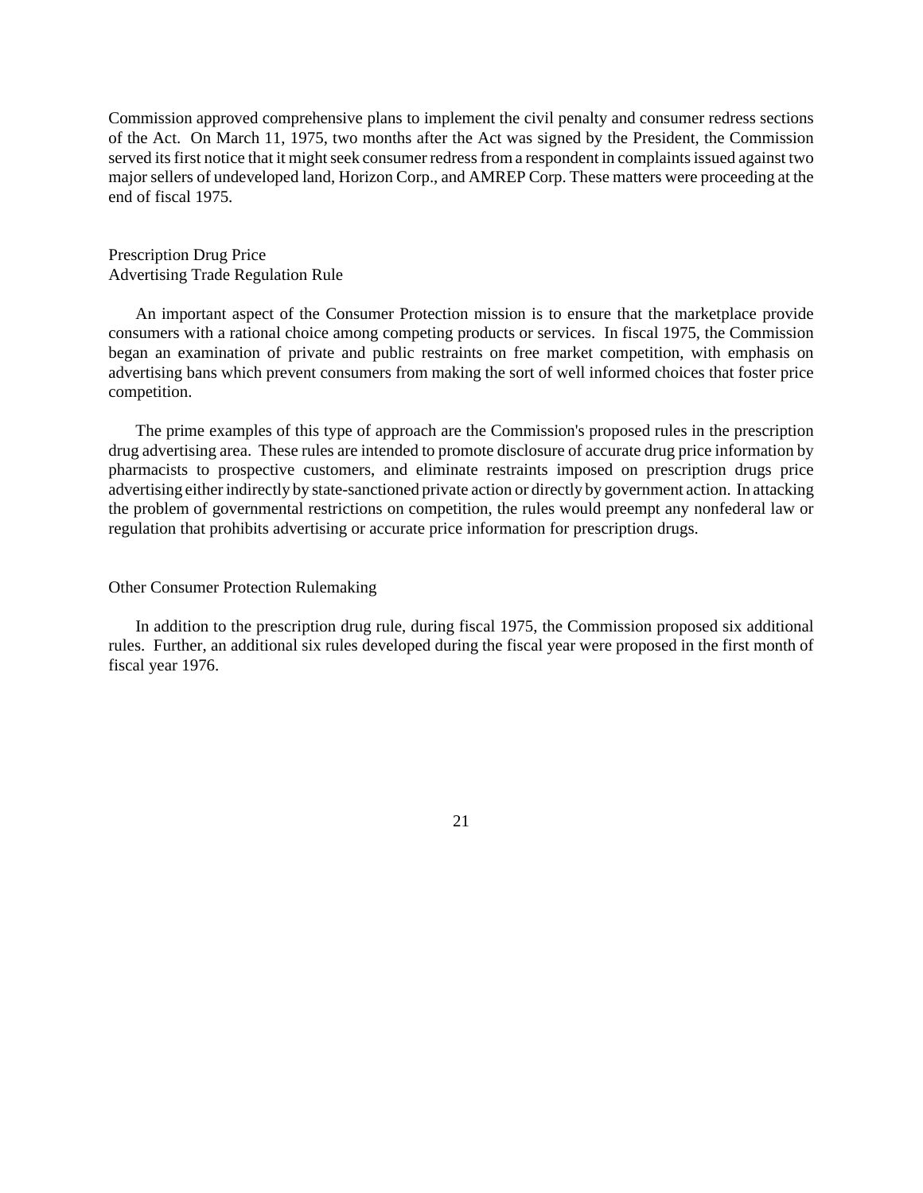Commission approved comprehensive plans to implement the civil penalty and consumer redress sections of the Act. On March 11, 1975, two months after the Act was signed by the President, the Commission served its first notice that it might seek consumer redress from a respondent in complaints issued against two major sellers of undeveloped land, Horizon Corp., and AMREP Corp. These matters were proceeding at the end of fiscal 1975.

### Prescription Drug Price Advertising Trade Regulation Rule

An important aspect of the Consumer Protection mission is to ensure that the marketplace provide consumers with a rational choice among competing products or services. In fiscal 1975, the Commission began an examination of private and public restraints on free market competition, with emphasis on advertising bans which prevent consumers from making the sort of well informed choices that foster price competition.

The prime examples of this type of approach are the Commission's proposed rules in the prescription drug advertising area. These rules are intended to promote disclosure of accurate drug price information by pharmacists to prospective customers, and eliminate restraints imposed on prescription drugs price advertising either indirectly by state-sanctioned private action or directly by government action. In attacking the problem of governmental restrictions on competition, the rules would preempt any nonfederal law or regulation that prohibits advertising or accurate price information for prescription drugs.

### Other Consumer Protection Rulemaking

In addition to the prescription drug rule, during fiscal 1975, the Commission proposed six additional rules. Further, an additional six rules developed during the fiscal year were proposed in the first month of fiscal year 1976.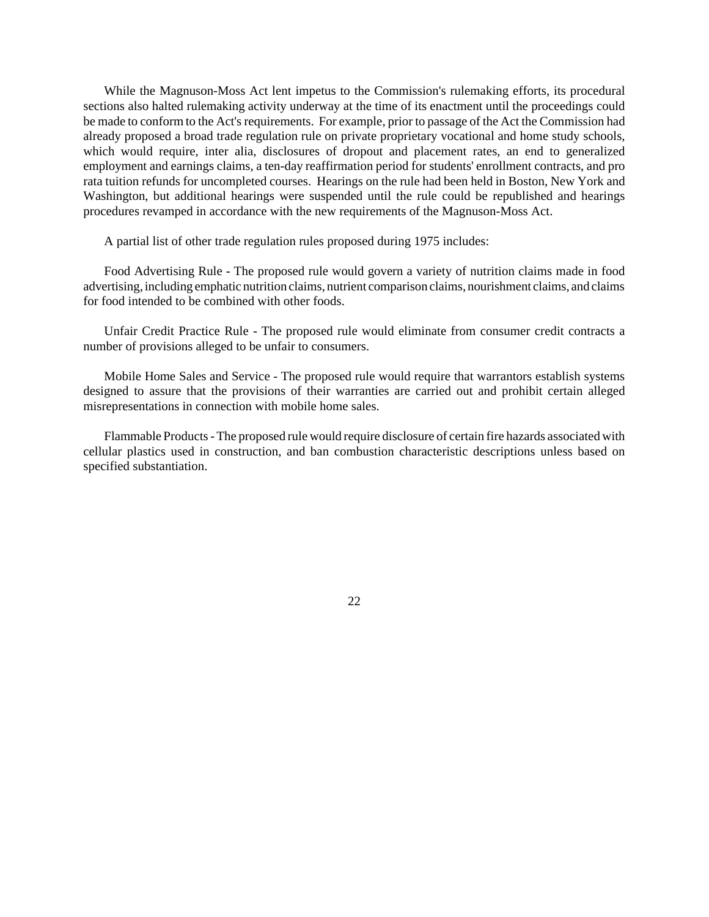While the Magnuson-Moss Act lent impetus to the Commission's rulemaking efforts, its procedural sections also halted rulemaking activity underway at the time of its enactment until the proceedings could be made to conform to the Act's requirements. For example, prior to passage of the Act the Commission had already proposed a broad trade regulation rule on private proprietary vocational and home study schools, which would require, inter alia, disclosures of dropout and placement rates, an end to generalized employment and earnings claims, a ten-day reaffirmation period for students' enrollment contracts, and pro rata tuition refunds for uncompleted courses. Hearings on the rule had been held in Boston, New York and Washington, but additional hearings were suspended until the rule could be republished and hearings procedures revamped in accordance with the new requirements of the Magnuson-Moss Act.

A partial list of other trade regulation rules proposed during 1975 includes:

Food Advertising Rule - The proposed rule would govern a variety of nutrition claims made in food advertising, including emphatic nutrition claims, nutrient comparison claims, nourishment claims, and claims for food intended to be combined with other foods.

Unfair Credit Practice Rule - The proposed rule would eliminate from consumer credit contracts a number of provisions alleged to be unfair to consumers.

Mobile Home Sales and Service - The proposed rule would require that warrantors establish systems designed to assure that the provisions of their warranties are carried out and prohibit certain alleged misrepresentations in connection with mobile home sales.

Flammable Products - The proposed rule would require disclosure of certain fire hazards associated with cellular plastics used in construction, and ban combustion characteristic descriptions unless based on specified substantiation.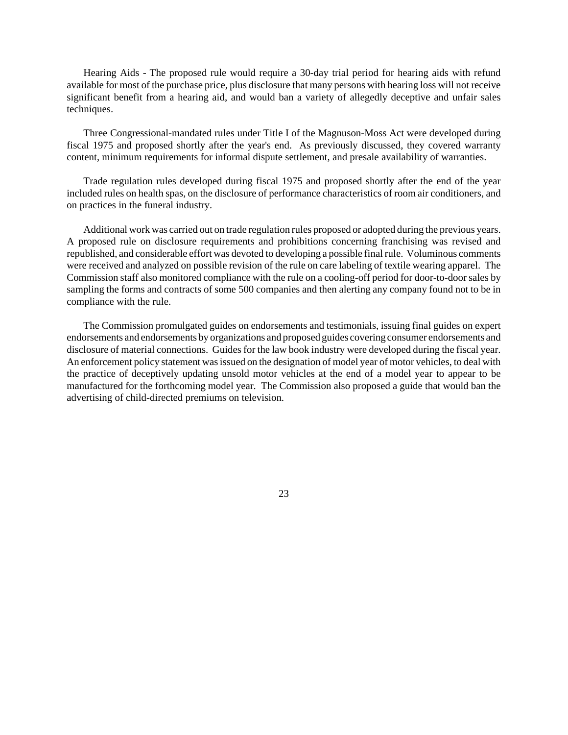Hearing Aids - The proposed rule would require a 30-day trial period for hearing aids with refund available for most of the purchase price, plus disclosure that many persons with hearing loss will not receive significant benefit from a hearing aid, and would ban a variety of allegedly deceptive and unfair sales techniques.

Three Congressional-mandated rules under Title I of the Magnuson-Moss Act were developed during fiscal 1975 and proposed shortly after the year's end. As previously discussed, they covered warranty content, minimum requirements for informal dispute settlement, and presale availability of warranties.

Trade regulation rules developed during fiscal 1975 and proposed shortly after the end of the year included rules on health spas, on the disclosure of performance characteristics of room air conditioners, and on practices in the funeral industry.

Additional work was carried out on trade regulation rules proposed or adopted during the previous years. A proposed rule on disclosure requirements and prohibitions concerning franchising was revised and republished, and considerable effort was devoted to developing a possible final rule. Voluminous comments were received and analyzed on possible revision of the rule on care labeling of textile wearing apparel. The Commission staff also monitored compliance with the rule on a cooling-off period for door-to-door sales by sampling the forms and contracts of some 500 companies and then alerting any company found not to be in compliance with the rule.

The Commission promulgated guides on endorsements and testimonials, issuing final guides on expert endorsements and endorsements by organizations and proposed guides covering consumer endorsements and disclosure of material connections. Guides for the law book industry were developed during the fiscal year. An enforcement policy statement was issued on the designation of model year of motor vehicles, to deal with the practice of deceptively updating unsold motor vehicles at the end of a model year to appear to be manufactured for the forthcoming model year. The Commission also proposed a guide that would ban the advertising of child-directed premiums on television.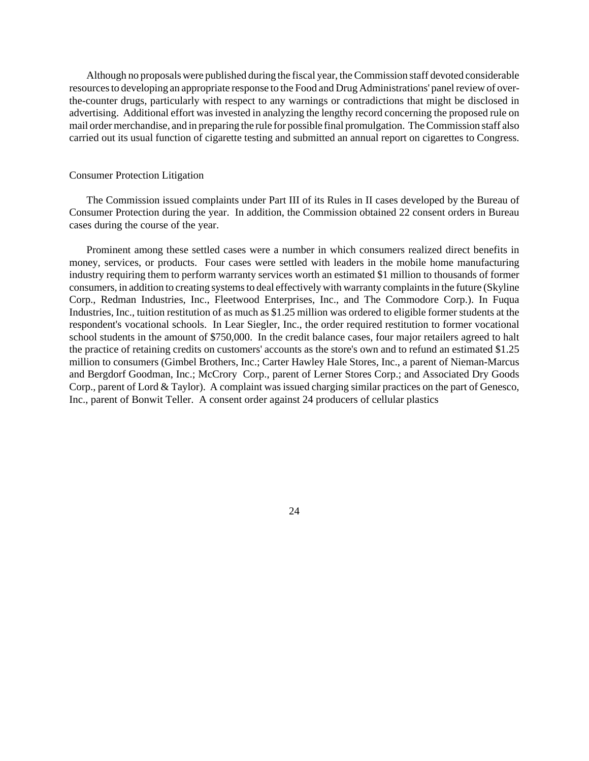Although no proposals were published during the fiscal year, the Commission staff devoted considerable resources to developing an appropriate response to the Food and Drug Administrations' panel review of over-the-counter drugs, particularly with respect to any warnings or contradictions that might be disclosed in advertising. Additional effort was invested in analyzing the lengthy record concerning the proposed rule on mail order merchandise, and in preparing the rule for possible final promulgation. The Commission staff also carried out its usual function of cigarette testing and submitted an annual report on cigarettes to Congress.

Consumer Protection Litigation

The Commission issued complaints under Part III of its Rules in II cases developed by the Bureau of Consumer Protection during the year. In addition, the Commission obtained 22 consent orders in Bureau cases during the course of the year.

Prominent among these settled cases were a number in which consumers realized direct benefits in money, services, or products. Four cases were settled with leaders in the mobile home manufacturing industry requiring them to perform warranty services worth an estimated $1 million to thousands of former consumers, in addition to creating systems to deal effectively with warranty complaints in the future (Skyline Corp., Redman Industries, Inc., Fleetwood Enterprises, Inc., and The Commodore Corp.). In Fuqua Industries, Inc., tuition restitution of as much as $1.25 million was ordered to eligible former students at the respondent's vocational schools. In Lear Siegler, Inc., the order required restitution to former vocational school students in the amount of $750,000. In the credit balance cases, four major retailers agreed to halt the practice of retaining credits on customers' accounts as the store's own and to refund an estimated $1.25 million to consumers (Gimbel Brothers, Inc.; Carter Hawley Hale Stores, Inc., a parent of Nieman-Marcus and Bergdorf Goodman, Inc.; McCrory Corp., parent of Lerner Stores Corp.; and Associated Dry Goods Corp., parent of Lord & Taylor). A complaint was issued charging similar practices on the part of Genesco, Inc., parent of Bonwit Teller. A consent order against 24 producers of cellular plastics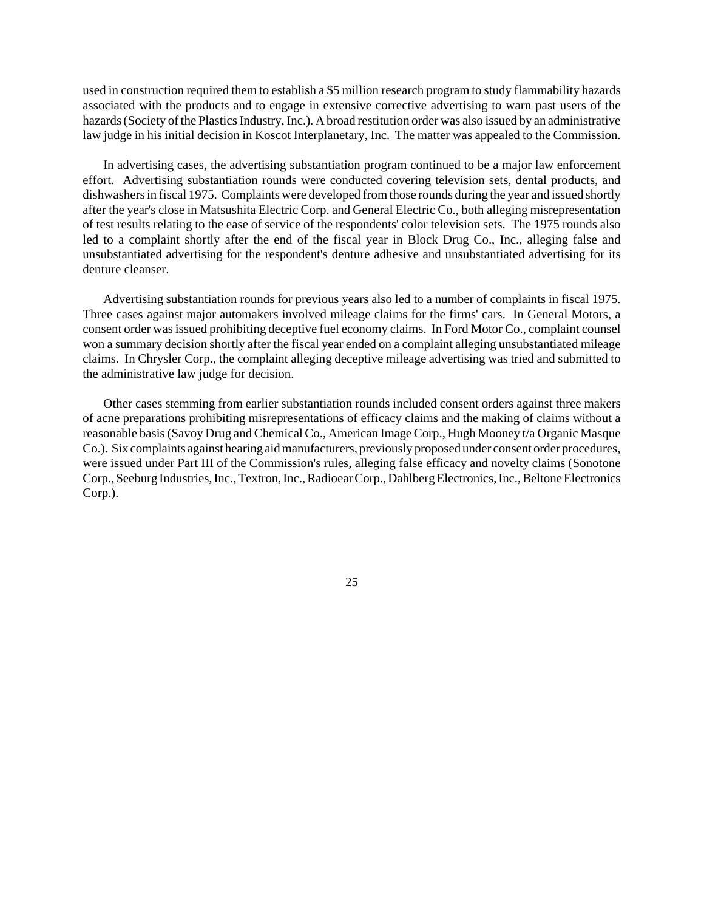used in construction required them to establish a $5 million research program to study flammability hazards associated with the products and to engage in extensive corrective advertising to warn past users of the hazards (Society of the Plastics Industry, Inc.). A broad restitution order was also issued by an administrative law judge in his initial decision in Koscot Interplanetary, Inc. The matter was appealed to the Commission.

In advertising cases, the advertising substantiation program continued to be a major law enforcement effort. Advertising substantiation rounds were conducted covering television sets, dental products, and dishwashers in fiscal 1975. Complaints were developed from those rounds during the year and issued shortly after the year's close in Matsushita Electric Corp. and General Electric Co., both alleging misrepresentation of test results relating to the ease of service of the respondents' color television sets. The 1975 rounds also led to a complaint shortly after the end of the fiscal year in Block Drug Co., Inc., alleging false and unsubstantiated advertising for the respondent's denture adhesive and unsubstantiated advertising for its denture cleanser.

Advertising substantiation rounds for previous years also led to a number of complaints in fiscal 1975. Three cases against major automakers involved mileage claims for the firms' cars. In General Motors, a consent order was issued prohibiting deceptive fuel economy claims. In Ford Motor Co., complaint counsel won a summary decision shortly after the fiscal year ended on a complaint alleging unsubstantiated mileage claims. In Chrysler Corp., the complaint alleging deceptive mileage advertising was tried and submitted to the administrative law judge for decision.

Other cases stemming from earlier substantiation rounds included consent orders against three makers of acne preparations prohibiting misrepresentations of efficacy claims and the making of claims without a reasonable basis (Savoy Drug and Chemical Co., American Image Corp., Hugh Mooney t/a Organic Masque Co.). Six complaints against hearing aid manufacturers, previously proposed under consent order procedures, were issued under Part III of the Commission's rules, alleging false efficacy and novelty claims (Sonotone Corp., Seeburg Industries, Inc., Textron, Inc., Radioear Corp., Dahlberg Electronics, Inc., Beltone Electronics Corp.).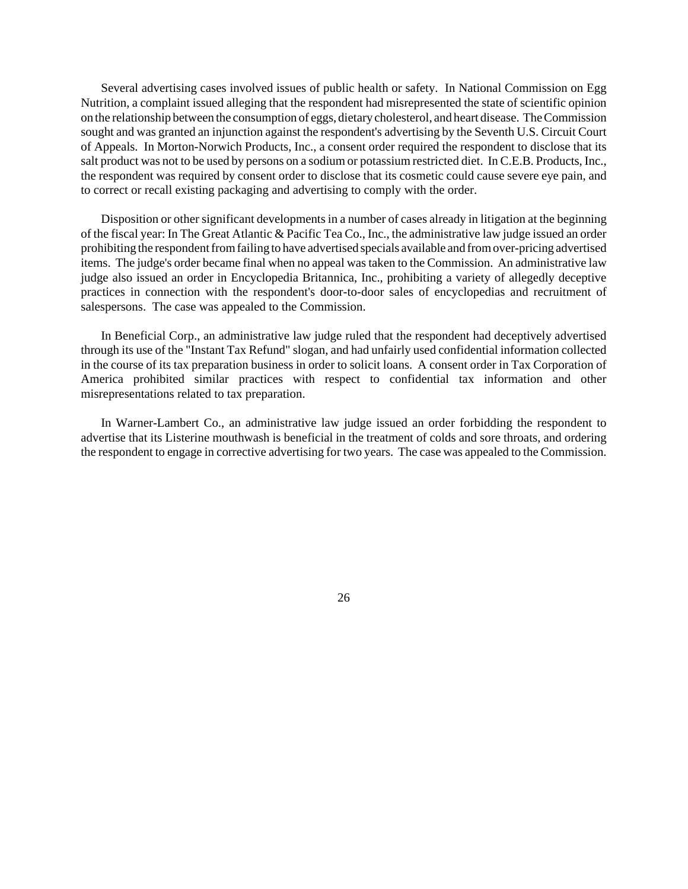Several advertising cases involved issues of public health or safety. In National Commission on Egg Nutrition, a complaint issued alleging that the respondent had misrepresented the state of scientific opinion on the relationship between the consumption of eggs, dietary cholesterol, and heart disease. The Commission sought and was granted an injunction against the respondent's advertising by the Seventh U.S. Circuit Court of Appeals. In Morton-Norwich Products, Inc., a consent order required the respondent to disclose that its salt product was not to be used by persons on a sodium or potassium restricted diet. In C.E.B. Products, Inc., the respondent was required by consent order to disclose that its cosmetic could cause severe eye pain, and to correct or recall existing packaging and advertising to comply with the order.

Disposition or other significant developments in a number of cases already in litigation at the beginning of the fiscal year: In The Great Atlantic & Pacific Tea Co., Inc., the administrative law judge issued an order prohibiting the respondent from failing to have advertised specials available and from over-pricing advertised items. The judge's order became final when no appeal was taken to the Commission. An administrative law judge also issued an order in Encyclopedia Britannica, Inc., prohibiting a variety of allegedly deceptive practices in connection with the respondent's door-to-door sales of encyclopedias and recruitment of salespersons. The case was appealed to the Commission.

In Beneficial Corp., an administrative law judge ruled that the respondent had deceptively advertised through its use of the "Instant Tax Refund" slogan, and had unfairly used confidential information collected in the course of its tax preparation business in order to solicit loans. A consent order in Tax Corporation of America prohibited similar practices with respect to confidential tax information and other misrepresentations related to tax preparation.

In Warner-Lambert Co., an administrative law judge issued an order forbidding the respondent to advertise that its Listerine mouthwash is beneficial in the treatment of colds and sore throats, and ordering the respondent to engage in corrective advertising for two years. The case was appealed to the Commission.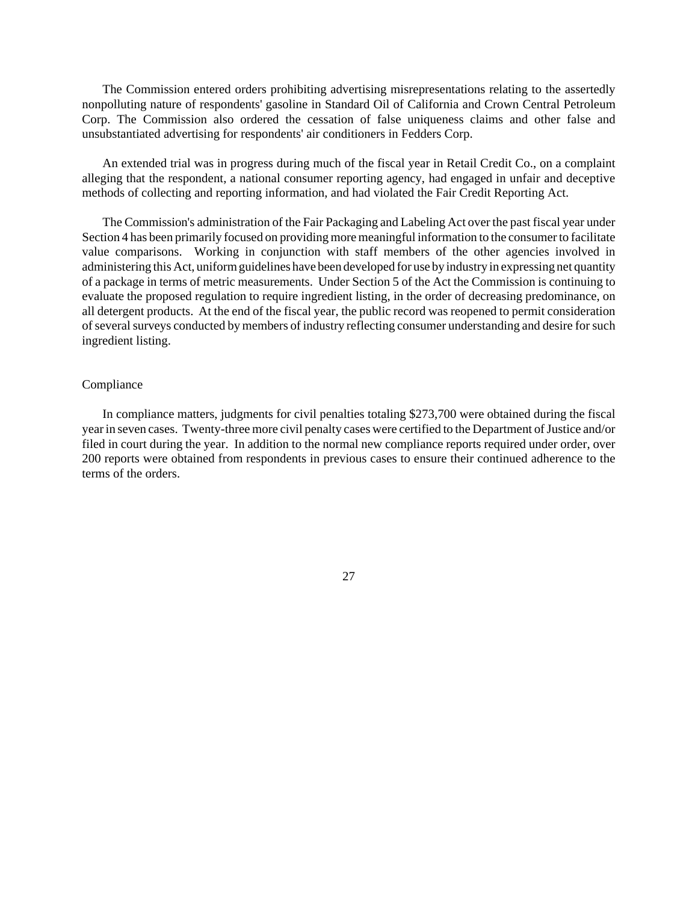The Commission entered orders prohibiting advertising misrepresentations relating to the assertedly nonpolluting nature of respondents' gasoline in Standard Oil of California and Crown Central Petroleum Corp. The Commission also ordered the cessation of false uniqueness claims and other false and unsubstantiated advertising for respondents' air conditioners in Fedders Corp.

An extended trial was in progress during much of the fiscal year in Retail Credit Co., on a complaint alleging that the respondent, a national consumer reporting agency, had engaged in unfair and deceptive methods of collecting and reporting information, and had violated the Fair Credit Reporting Act.

The Commission's administration of the Fair Packaging and Labeling Act over the past fiscal year under Section 4 has been primarily focused on providing more meaningful information to the consumer to facilitate value comparisons. Working in conjunction with staff members of the other agencies involved in administering this Act, uniform guidelines have been developed for use by industry in expressing net quantity of a package in terms of metric measurements. Under Section 5 of the Act the Commission is continuing to evaluate the proposed regulation to require ingredient listing, in the order of decreasing predominance, on all detergent products. At the end of the fiscal year, the public record was reopened to permit consideration of several surveys conducted by members of industry reflecting consumer understanding and desire for such ingredient listing.

## Compliance

In compliance matters, judgments for civil penalties totaling $273,700 were obtained during the fiscal year in seven cases. Twenty-three more civil penalty cases were certified to the Department of Justice and/or filed in court during the year. In addition to the normal new compliance reports required under order, over 200 reports were obtained from respondents in previous cases to ensure their continued adherence to the terms of the orders.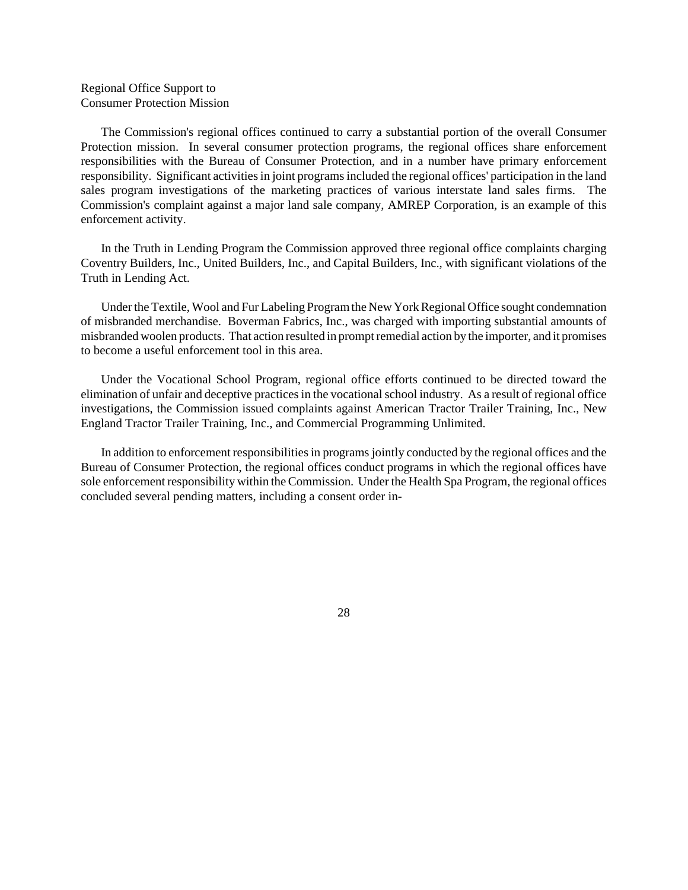Regional Office Support to
Consumer Protection Mission

The Commission's regional offices continued to carry a substantial portion of the overall Consumer Protection mission. In several consumer protection programs, the regional offices share enforcement responsibilities with the Bureau of Consumer Protection, and in a number have primary enforcement responsibility. Significant activities in joint programs included the regional offices' participation in the land sales program investigations of the marketing practices of various interstate land sales firms. The Commission's complaint against a major land sale company, AMREP Corporation, is an example of this enforcement activity.

In the Truth in Lending Program the Commission approved three regional office complaints charging Coventry Builders, Inc., United Builders, Inc., and Capital Builders, Inc., with significant violations of the Truth in Lending Act.

Under the Textile, Wool and Fur Labeling Program the New York Regional Office sought condemnation of misbranded merchandise. Boverman Fabrics, Inc., was charged with importing substantial amounts of misbranded woolen products. That action resulted in prompt remedial action by the importer, and it promises to become a useful enforcement tool in this area.

Under the Vocational School Program, regional office efforts continued to be directed toward the elimination of unfair and deceptive practices in the vocational school industry. As a result of regional office investigations, the Commission issued complaints against American Tractor Trailer Training, Inc., New England Tractor Trailer Training, Inc., and Commercial Programming Unlimited.

In addition to enforcement responsibilities in programs jointly conducted by the regional offices and the Bureau of Consumer Protection, the regional offices conduct programs in which the regional offices have sole enforcement responsibility within the Commission. Under the Health Spa Program, the regional offices concluded several pending matters, including a consent order in-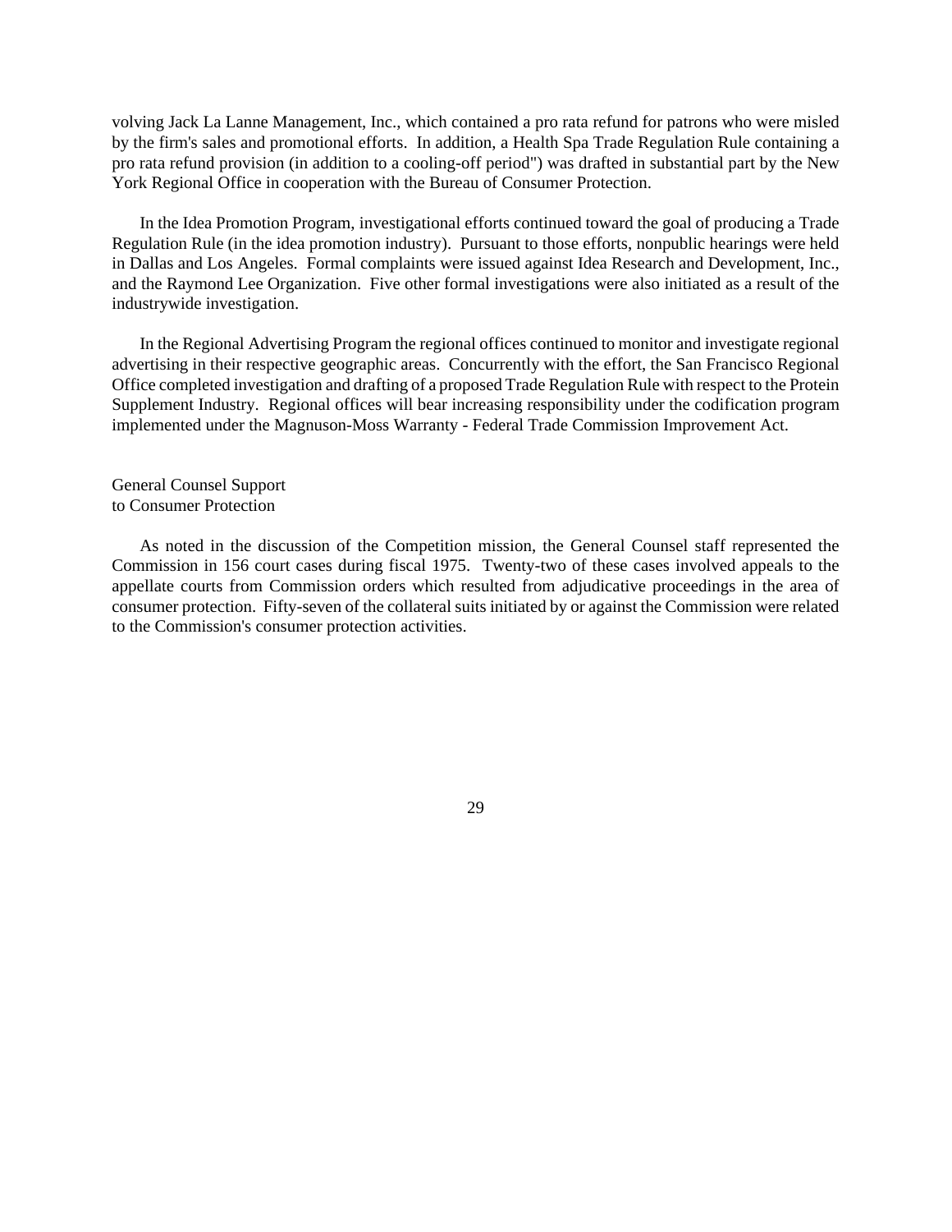volving Jack La Lanne Management, Inc., which contained a pro rata refund for patrons who were misled by the firm's sales and promotional efforts. In addition, a Health Spa Trade Regulation Rule containing a pro rata refund provision (in addition to a cooling-off period") was drafted in substantial part by the New York Regional Office in cooperation with the Bureau of Consumer Protection.

In the Idea Promotion Program, investigational efforts continued toward the goal of producing a Trade Regulation Rule (in the idea promotion industry). Pursuant to those efforts, nonpublic hearings were held in Dallas and Los Angeles. Formal complaints were issued against Idea Research and Development, Inc., and the Raymond Lee Organization. Five other formal investigations were also initiated as a result of the industrywide investigation.

In the Regional Advertising Program the regional offices continued to monitor and investigate regional advertising in their respective geographic areas. Concurrently with the effort, the San Francisco Regional Office completed investigation and drafting of a proposed Trade Regulation Rule with respect to the Protein Supplement Industry. Regional offices will bear increasing responsibility under the codification program implemented under the Magnuson-Moss Warranty - Federal Trade Commission Improvement Act.

General Counsel Support
to Consumer Protection

As noted in the discussion of the Competition mission, the General Counsel staff represented the Commission in 156 court cases during fiscal 1975. Twenty-two of these cases involved appeals to the appellate courts from Commission orders which resulted from adjudicative proceedings in the area of consumer protection. Fifty-seven of the collateral suits initiated by or against the Commission were related to the Commission's consumer protection activities.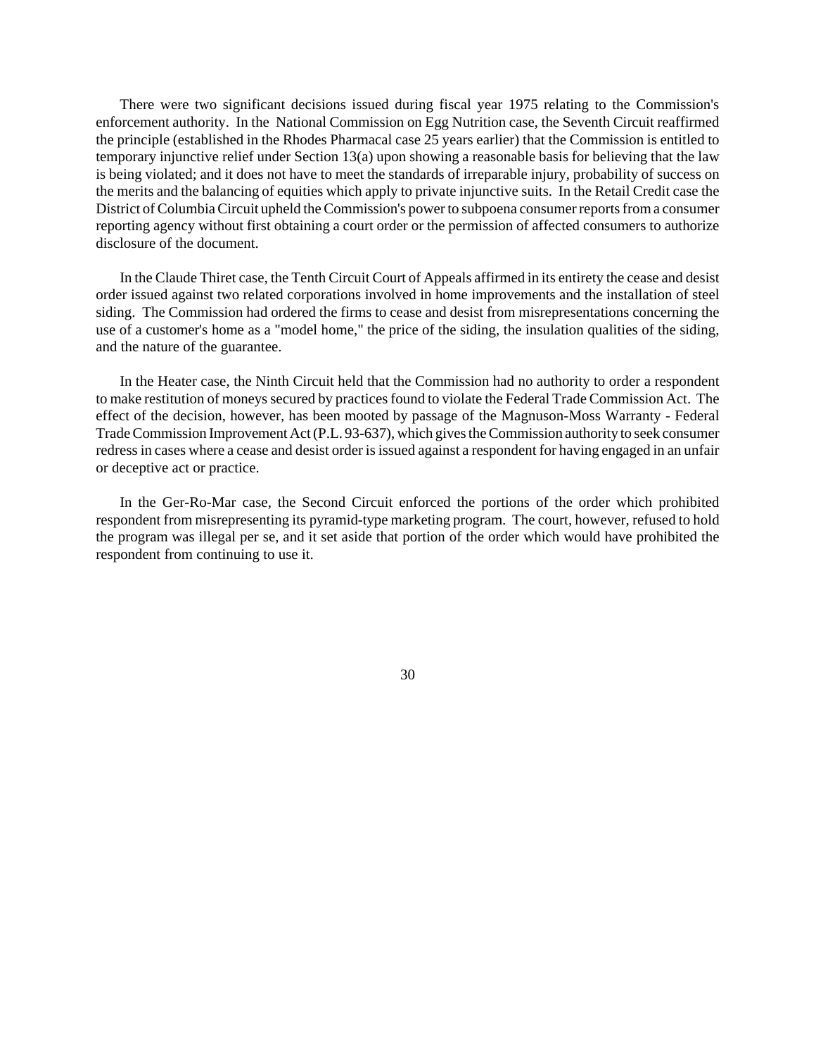There were two significant decisions issued during fiscal year 1975 relating to the Commission's enforcement authority. In the National Commission on Egg Nutrition case, the Seventh Circuit reaffirmed the principle (established in the Rhodes Pharmacal case 25 years earlier) that the Commission is entitled to temporary injunctive relief under Section 13(a) upon showing a reasonable basis for believing that the law is being violated; and it does not have to meet the standards of irreparable injury, probability of success on the merits and the balancing of equities which apply to private injunctive suits. In the Retail Credit case the District of Columbia Circuit upheld the Commission's power to subpoena consumer reports from a consumer reporting agency without first obtaining a court order or the permission of affected consumers to authorize disclosure of the document.

In the Claude Thiret case, the Tenth Circuit Court of Appeals affirmed in its entirety the cease and desist order issued against two related corporations involved in home improvements and the installation of steel siding. The Commission had ordered the firms to cease and desist from misrepresentations concerning the use of a customer's home as a "model home," the price of the siding, the insulation qualities of the siding, and the nature of the guarantee.

In the Heater case, the Ninth Circuit held that the Commission had no authority to order a respondent to make restitution of moneys secured by practices found to violate the Federal Trade Commission Act. The effect of the decision, however, has been mooted by passage of the Magnuson-Moss Warranty - Federal Trade Commission Improvement Act (P.L. 93-637), which gives the Commission authority to seek consumer redress in cases where a cease and desist order is issued against a respondent for having engaged in an unfair or deceptive act or practice.

In the Ger-Ro-Mar case, the Second Circuit enforced the portions of the order which prohibited respondent from misrepresenting its pyramid-type marketing program. The court, however, refused to hold the program was illegal per se, and it set aside that portion of the order which would have prohibited the respondent from continuing to use it.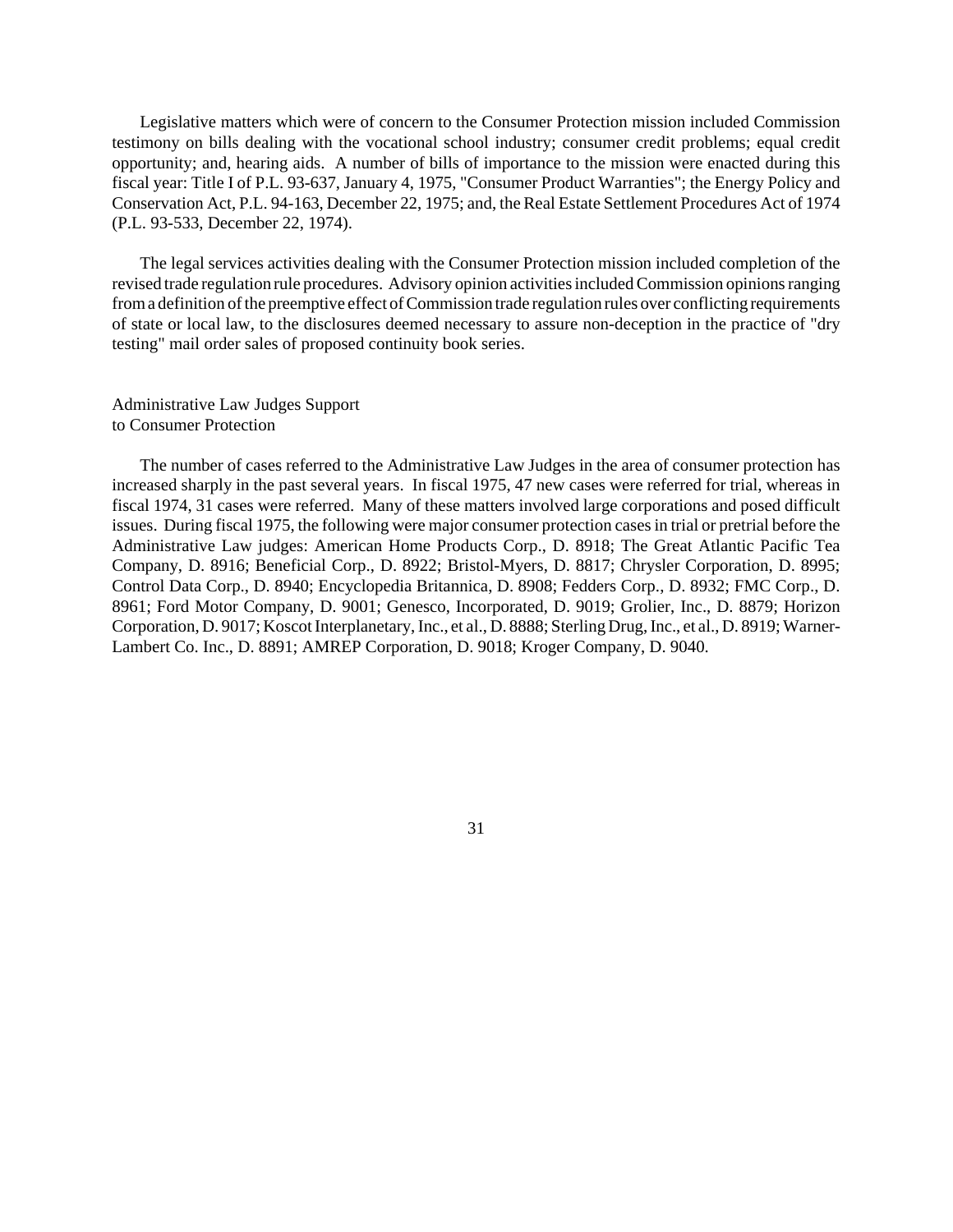Legislative matters which were of concern to the Consumer Protection mission included Commission testimony on bills dealing with the vocational school industry; consumer credit problems; equal credit opportunity; and, hearing aids. A number of bills of importance to the mission were enacted during this fiscal year: Title I of P.L. 93-637, January 4, 1975, "Consumer Product Warranties"; the Energy Policy and Conservation Act, P.L. 94-163, December 22, 1975; and, the Real Estate Settlement Procedures Act of 1974 (P.L. 93-533, December 22, 1974).

The legal services activities dealing with the Consumer Protection mission included completion of the revised trade regulation rule procedures. Advisory opinion activities included Commission opinions ranging from a definition of the preemptive effect of Commission trade regulation rules over conflicting requirements of state or local law, to the disclosures deemed necessary to assure non-deception in the practice of "dry testing" mail order sales of proposed continuity book series.

Administrative Law Judges Support
to Consumer Protection

The number of cases referred to the Administrative Law Judges in the area of consumer protection has increased sharply in the past several years. In fiscal 1975, 47 new cases were referred for trial, whereas in fiscal 1974, 31 cases were referred. Many of these matters involved large corporations and posed difficult issues. During fiscal 1975, the following were major consumer protection cases in trial or pretrial before the Administrative Law judges: American Home Products Corp., D. 8918; The Great Atlantic Pacific Tea Company, D. 8916; Beneficial Corp., D. 8922; Bristol-Myers, D. 8817; Chrysler Corporation, D. 8995; Control Data Corp., D. 8940; Encyclopedia Britannica, D. 8908; Fedders Corp., D. 8932; FMC Corp., D. 8961; Ford Motor Company, D. 9001; Genesco, Incorporated, D. 9019; Grolier, Inc., D. 8879; Horizon Corporation, D. 9017; Koscot Interplanetary, Inc., et al., D. 8888; Sterling Drug, Inc., et al., D. 8919; Warner-Lambert Co. Inc., D. 8891; AMREP Corporation, D. 9018; Kroger Company, D. 9040.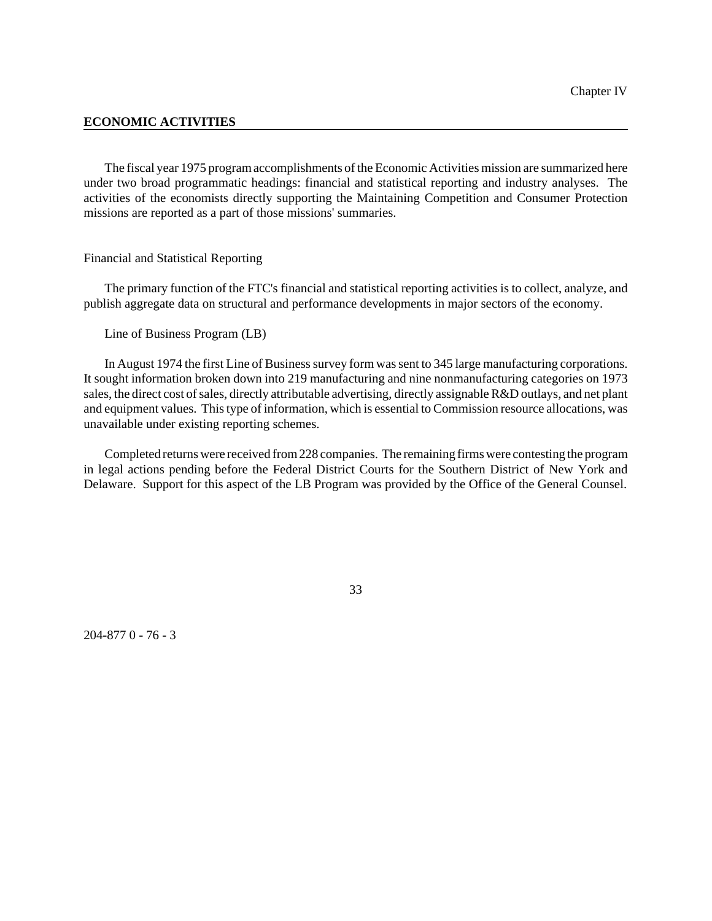Chapter IV

## ECONOMIC ACTIVITIES

The fiscal year 1975 program accomplishments of the Economic Activities mission are summarized here under two broad programmatic headings: financial and statistical reporting and industry analyses. The activities of the economists directly supporting the Maintaining Competition and Consumer Protection missions are reported as a part of those missions' summaries.

### Financial and Statistical Reporting

The primary function of the FTC's financial and statistical reporting activities is to collect, analyze, and publish aggregate data on structural and performance developments in major sectors of the economy.

#### Line of Business Program (LB)

In August 1974 the first Line of Business survey form was sent to 345 large manufacturing corporations. It sought information broken down into 219 manufacturing and nine nonmanufacturing categories on 1973 sales, the direct cost of sales, directly attributable advertising, directly assignable R&D outlays, and net plant and equipment values. This type of information, which is essential to Commission resource allocations, was unavailable under existing reporting schemes.

Completed returns were received from 228 companies. The remaining firms were contesting the program in legal actions pending before the Federal District Courts for the Southern District of New York and Delaware. Support for this aspect of the LB Program was provided by the Office of the General Counsel.

204-877 0 - 76 - 3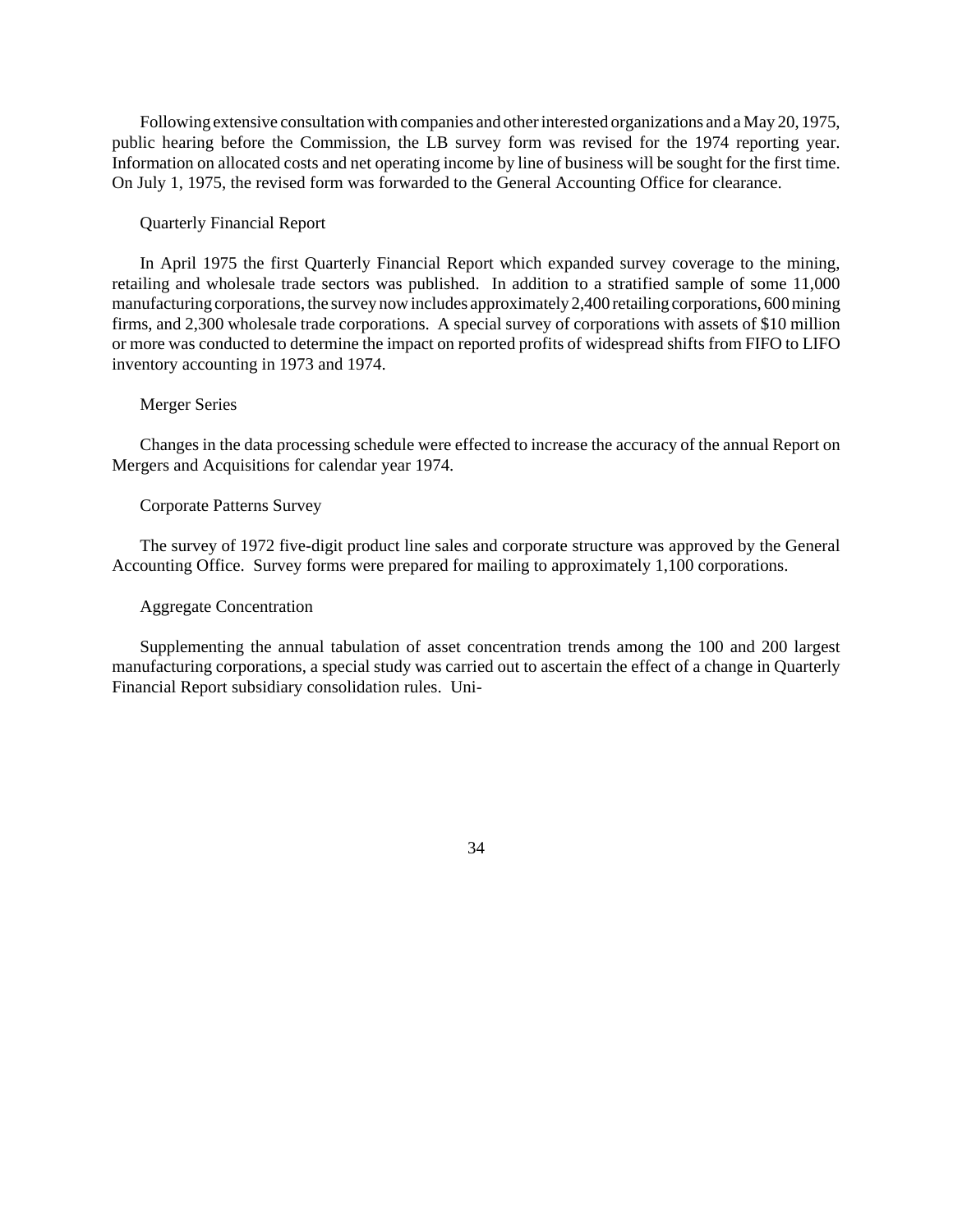Following extensive consultation with companies and other interested organizations and a May 20, 1975, public hearing before the Commission, the LB survey form was revised for the 1974 reporting year. Information on allocated costs and net operating income by line of business will be sought for the first time. On July 1, 1975, the revised form was forwarded to the General Accounting Office for clearance.

Quarterly Financial Report

In April 1975 the first Quarterly Financial Report which expanded survey coverage to the mining, retailing and wholesale trade sectors was published. In addition to a stratified sample of some 11,000 manufacturing corporations, the survey now includes approximately 2,400 retailing corporations, 600 mining firms, and 2,300 wholesale trade corporations. A special survey of corporations with assets of $10 million or more was conducted to determine the impact on reported profits of widespread shifts from FIFO to LIFO inventory accounting in 1973 and 1974.

Merger Series

Changes in the data processing schedule were effected to increase the accuracy of the annual Report on Mergers and Acquisitions for calendar year 1974.

Corporate Patterns Survey

The survey of 1972 five-digit product line sales and corporate structure was approved by the General Accounting Office. Survey forms were prepared for mailing to approximately 1,100 corporations.

Aggregate Concentration

Supplementing the annual tabulation of asset concentration trends among the 100 and 200 largest manufacturing corporations, a special study was carried out to ascertain the effect of a change in Quarterly Financial Report subsidiary consolidation rules. Uni-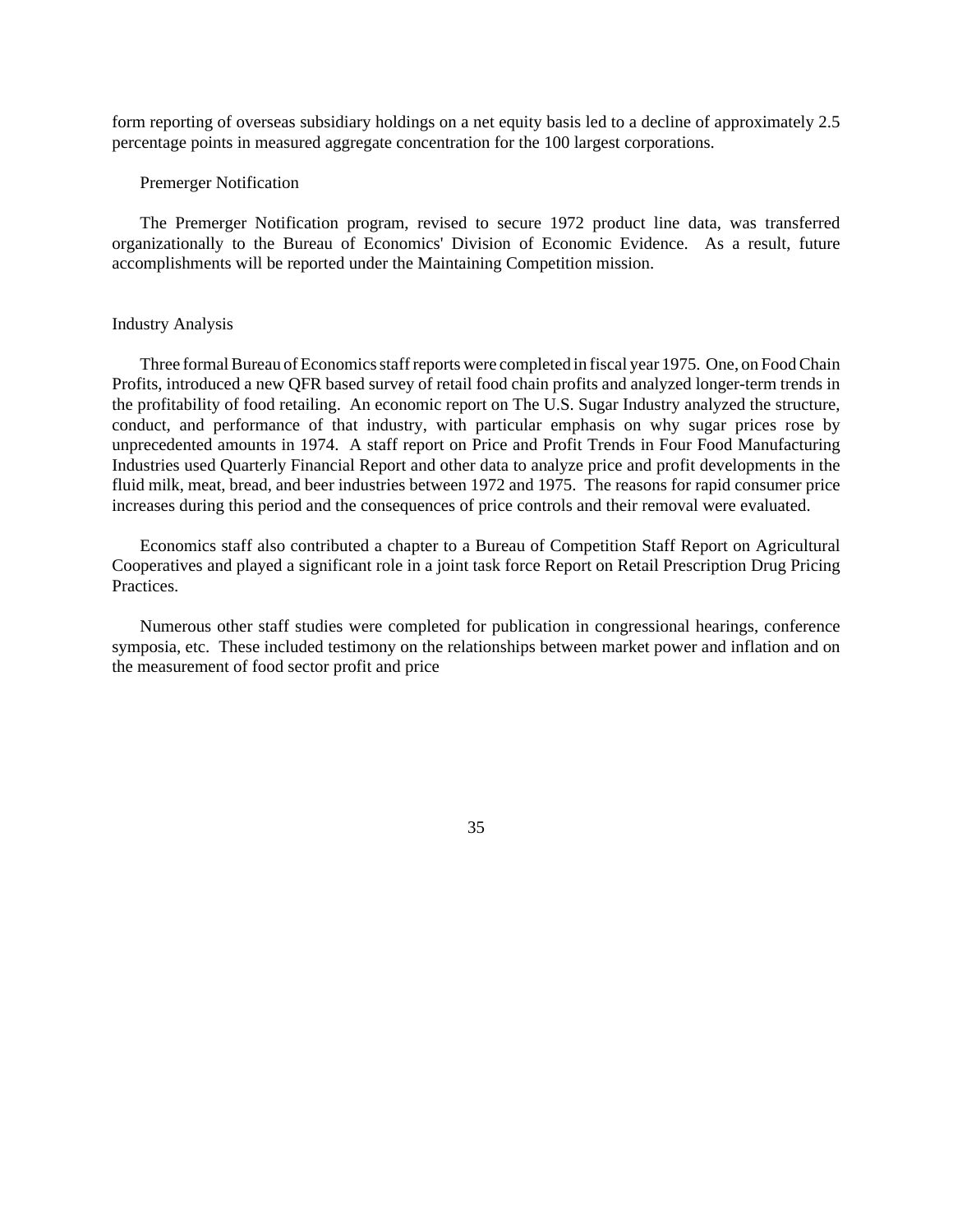form reporting of overseas subsidiary holdings on a net equity basis led to a decline of approximately 2.5 percentage points in measured aggregate concentration for the 100 largest corporations.

### Premerger Notification

The Premerger Notification program, revised to secure 1972 product line data, was transferred organizationally to the Bureau of Economics' Division of Economic Evidence. As a result, future accomplishments will be reported under the Maintaining Competition mission.

## Industry Analysis

Three formal Bureau of Economics staff reports were completed in fiscal year 1975. One, on Food Chain Profits, introduced a new QFR based survey of retail food chain profits and analyzed longer-term trends in the profitability of food retailing. An economic report on The U.S. Sugar Industry analyzed the structure, conduct, and performance of that industry, with particular emphasis on why sugar prices rose by unprecedented amounts in 1974. A staff report on Price and Profit Trends in Four Food Manufacturing Industries used Quarterly Financial Report and other data to analyze price and profit developments in the fluid milk, meat, bread, and beer industries between 1972 and 1975. The reasons for rapid consumer price increases during this period and the consequences of price controls and their removal were evaluated.

Economics staff also contributed a chapter to a Bureau of Competition Staff Report on Agricultural Cooperatives and played a significant role in a joint task force Report on Retail Prescription Drug Pricing Practices.

Numerous other staff studies were completed for publication in congressional hearings, conference symposia, etc. These included testimony on the relationships between market power and inflation and on the measurement of food sector profit and price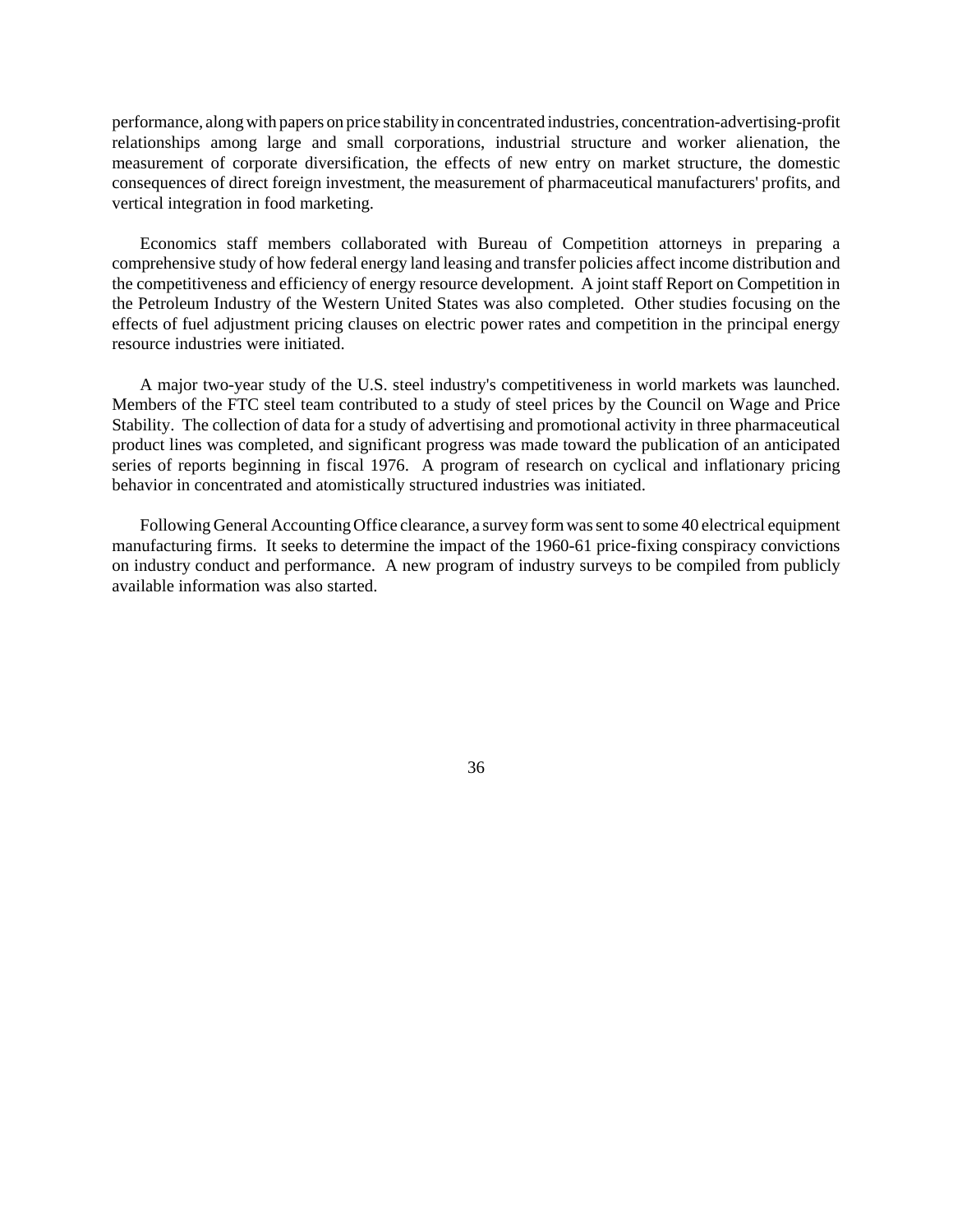performance, along with papers on price stability in concentrated industries, concentration-advertising-profit relationships among large and small corporations, industrial structure and worker alienation, the measurement of corporate diversification, the effects of new entry on market structure, the domestic consequences of direct foreign investment, the measurement of pharmaceutical manufacturers' profits, and vertical integration in food marketing.

Economics staff members collaborated with Bureau of Competition attorneys in preparing a comprehensive study of how federal energy land leasing and transfer policies affect income distribution and the competitiveness and efficiency of energy resource development. A joint staff Report on Competition in the Petroleum Industry of the Western United States was also completed. Other studies focusing on the effects of fuel adjustment pricing clauses on electric power rates and competition in the principal energy resource industries were initiated.

A major two-year study of the U.S. steel industry's competitiveness in world markets was launched. Members of the FTC steel team contributed to a study of steel prices by the Council on Wage and Price Stability. The collection of data for a study of advertising and promotional activity in three pharmaceutical product lines was completed, and significant progress was made toward the publication of an anticipated series of reports beginning in fiscal 1976. A program of research on cyclical and inflationary pricing behavior in concentrated and atomistically structured industries was initiated.

Following General Accounting Office clearance, a survey form was sent to some 40 electrical equipment manufacturing firms. It seeks to determine the impact of the 1960-61 price-fixing conspiracy convictions on industry conduct and performance. A new program of industry surveys to be compiled from publicly available information was also started.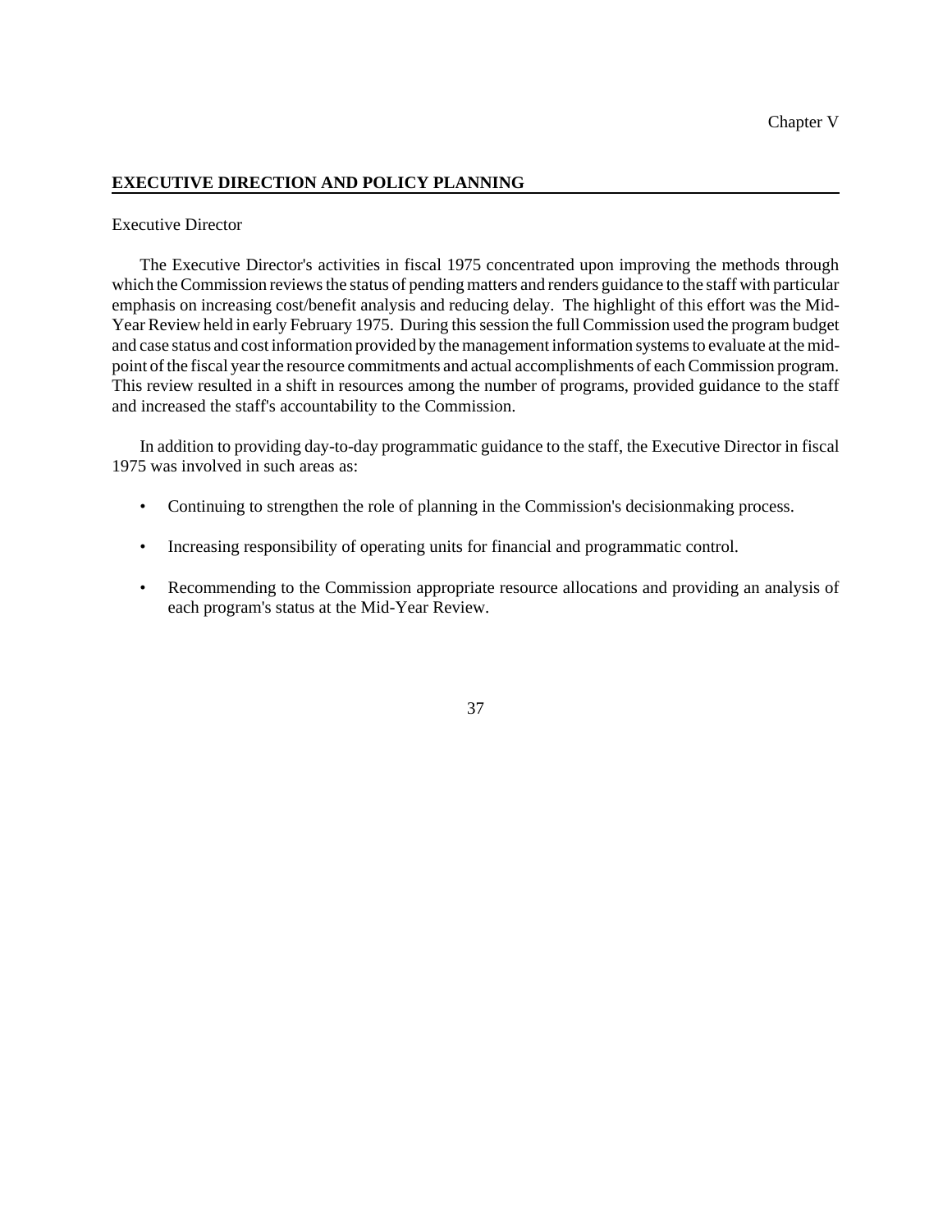Chapter V

## EXECUTIVE DIRECTION AND POLICY PLANNING

### Executive Director

The Executive Director's activities in fiscal 1975 concentrated upon improving the methods through which the Commission reviews the status of pending matters and renders guidance to the staff with particular emphasis on increasing cost/benefit analysis and reducing delay. The highlight of this effort was the Mid-Year Review held in early February 1975. During this session the full Commission used the program budget and case status and cost information provided by the management information systems to evaluate at the mid-point of the fiscal year the resource commitments and actual accomplishments of each Commission program. This review resulted in a shift in resources among the number of programs, provided guidance to the staff and increased the staff's accountability to the Commission.

In addition to providing day-to-day programmatic guidance to the staff, the Executive Director in fiscal 1975 was involved in such areas as:

- Continuing to strengthen the role of planning in the Commission's decisionmaking process.
- Increasing responsibility of operating units for financial and programmatic control.
- Recommending to the Commission appropriate resource allocations and providing an analysis of each program's status at the Mid-Year Review.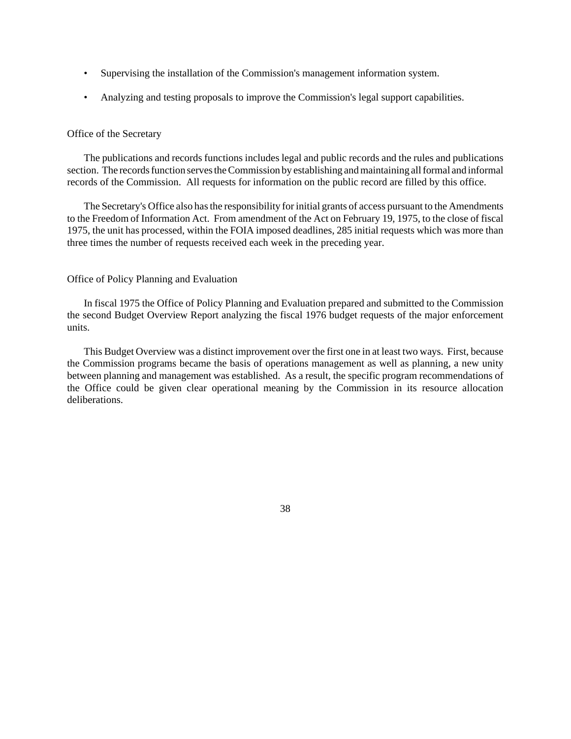- Supervising the installation of the Commission's management information system.
- Analyzing and testing proposals to improve the Commission's legal support capabilities.

### Office of the Secretary

The publications and records functions includes legal and public records and the rules and publications section. The records function serves the Commission by establishing and maintaining all formal and informal records of the Commission. All requests for information on the public record are filled by this office.

The Secretary's Office also has the responsibility for initial grants of access pursuant to the Amendments to the Freedom of Information Act. From amendment of the Act on February 19, 1975, to the close of fiscal 1975, the unit has processed, within the FOIA imposed deadlines, 285 initial requests which was more than three times the number of requests received each week in the preceding year.

### Office of Policy Planning and Evaluation

In fiscal 1975 the Office of Policy Planning and Evaluation prepared and submitted to the Commission the second Budget Overview Report analyzing the fiscal 1976 budget requests of the major enforcement units.

This Budget Overview was a distinct improvement over the first one in at least two ways. First, because the Commission programs became the basis of operations management as well as planning, a new unity between planning and management was established. As a result, the specific program recommendations of the Office could be given clear operational meaning by the Commission in its resource allocation deliberations.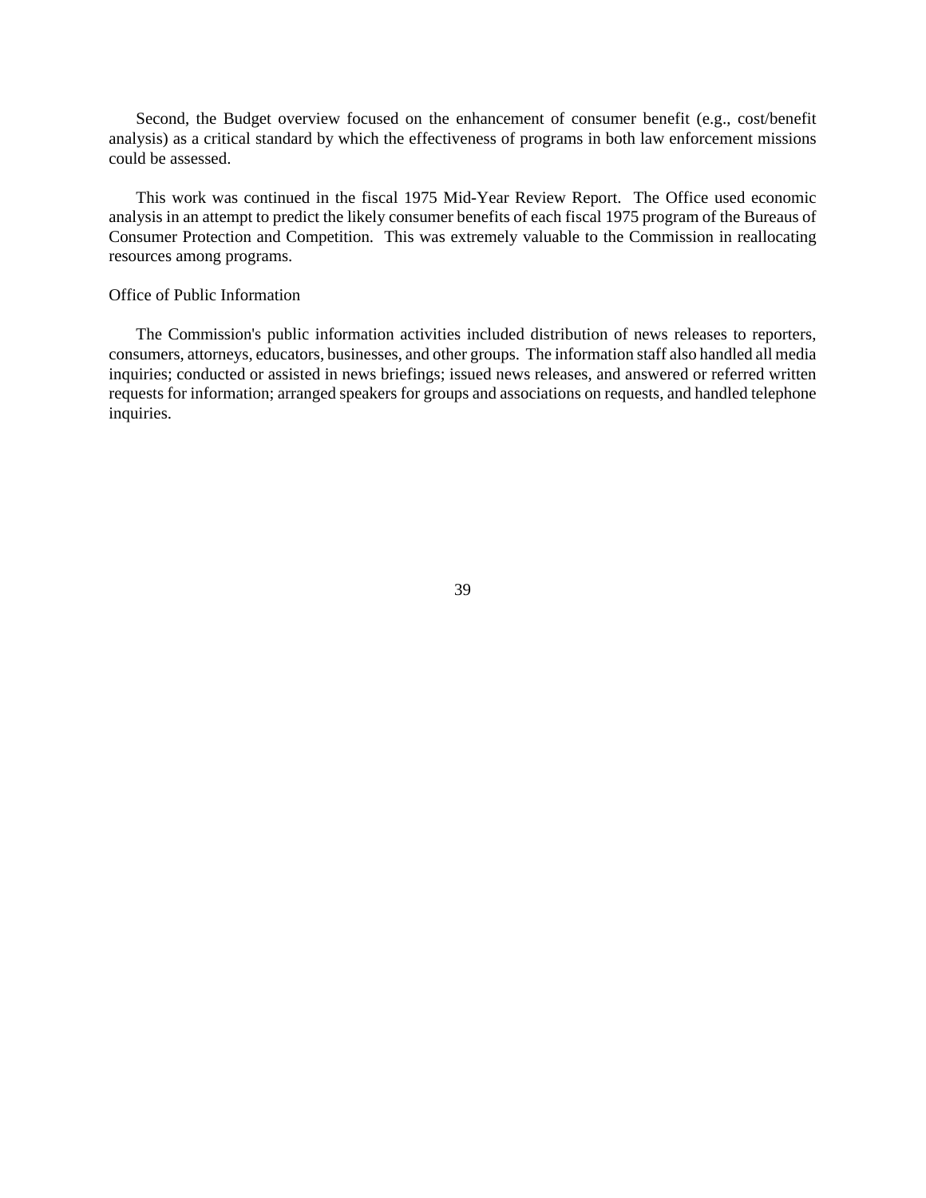Second, the Budget overview focused on the enhancement of consumer benefit (e.g., cost/benefit analysis) as a critical standard by which the effectiveness of programs in both law enforcement missions could be assessed.

This work was continued in the fiscal 1975 Mid-Year Review Report. The Office used economic analysis in an attempt to predict the likely consumer benefits of each fiscal 1975 program of the Bureaus of Consumer Protection and Competition. This was extremely valuable to the Commission in reallocating resources among programs.

### Office of Public Information

The Commission's public information activities included distribution of news releases to reporters, consumers, attorneys, educators, businesses, and other groups. The information staff also handled all media inquiries; conducted or assisted in news briefings; issued news releases, and answered or referred written requests for information; arranged speakers for groups and associations on requests, and handled telephone inquiries.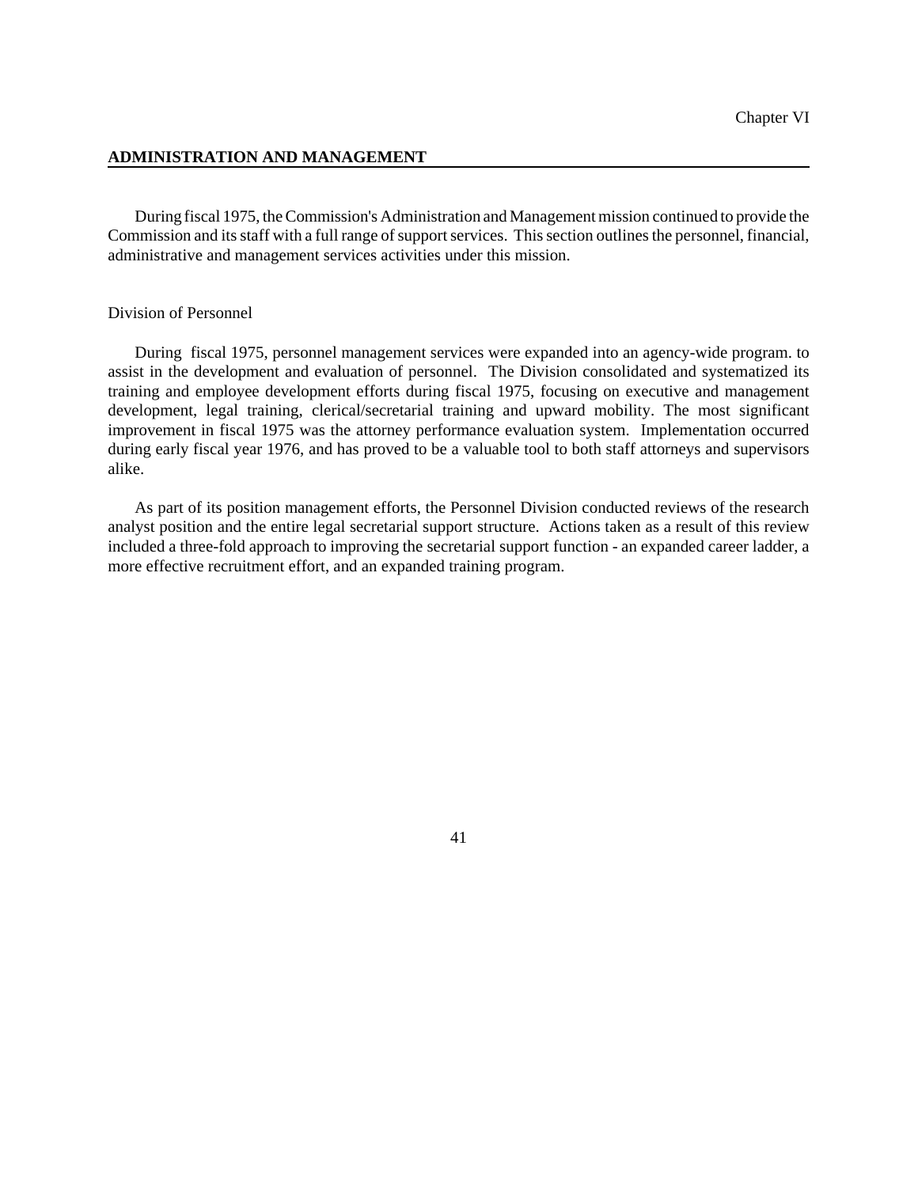Chapter VI

## ADMINISTRATION AND MANAGEMENT

During fiscal 1975, the Commission's Administration and Management mission continued to provide the Commission and its staff with a full range of support services. This section outlines the personnel, financial, administrative and management services activities under this mission.

### Division of Personnel

During fiscal 1975, personnel management services were expanded into an agency-wide program. to assist in the development and evaluation of personnel. The Division consolidated and systematized its training and employee development efforts during fiscal 1975, focusing on executive and management development, legal training, clerical/secretarial training and upward mobility. The most significant improvement in fiscal 1975 was the attorney performance evaluation system. Implementation occurred during early fiscal year 1976, and has proved to be a valuable tool to both staff attorneys and supervisors alike.

As part of its position management efforts, the Personnel Division conducted reviews of the research analyst position and the entire legal secretarial support structure. Actions taken as a result of this review included a three-fold approach to improving the secretarial support function - an expanded career ladder, a more effective recruitment effort, and an expanded training program.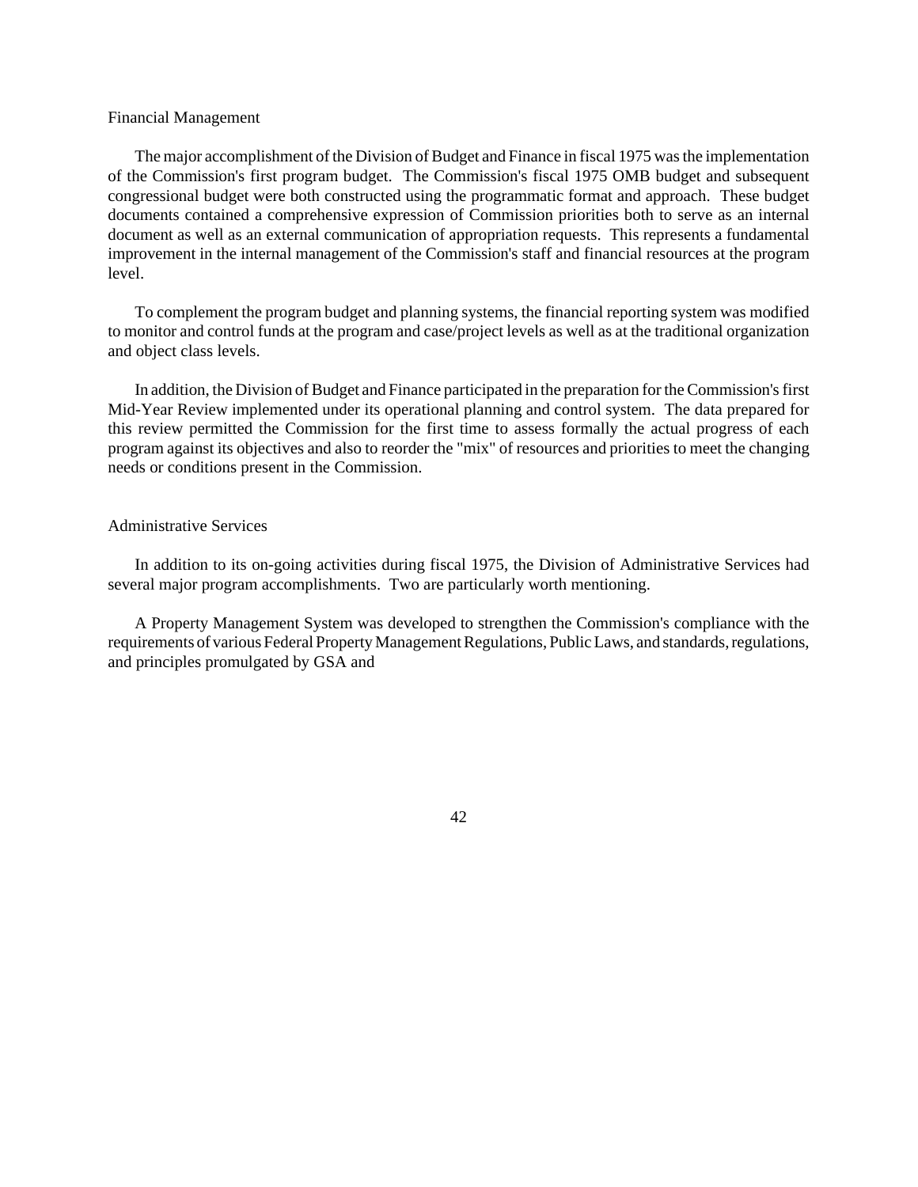## Financial Management

The major accomplishment of the Division of Budget and Finance in fiscal 1975 was the implementation of the Commission's first program budget. The Commission's fiscal 1975 OMB budget and subsequent congressional budget were both constructed using the programmatic format and approach. These budget documents contained a comprehensive expression of Commission priorities both to serve as an internal document as well as an external communication of appropriation requests. This represents a fundamental improvement in the internal management of the Commission's staff and financial resources at the program level.

To complement the program budget and planning systems, the financial reporting system was modified to monitor and control funds at the program and case/project levels as well as at the traditional organization and object class levels.

In addition, the Division of Budget and Finance participated in the preparation for the Commission's first Mid-Year Review implemented under its operational planning and control system. The data prepared for this review permitted the Commission for the first time to assess formally the actual progress of each program against its objectives and also to reorder the "mix" of resources and priorities to meet the changing needs or conditions present in the Commission.

## Administrative Services

In addition to its on-going activities during fiscal 1975, the Division of Administrative Services had several major program accomplishments. Two are particularly worth mentioning.

A Property Management System was developed to strengthen the Commission's compliance with the requirements of various Federal Property Management Regulations, Public Laws, and standards, regulations, and principles promulgated by GSA and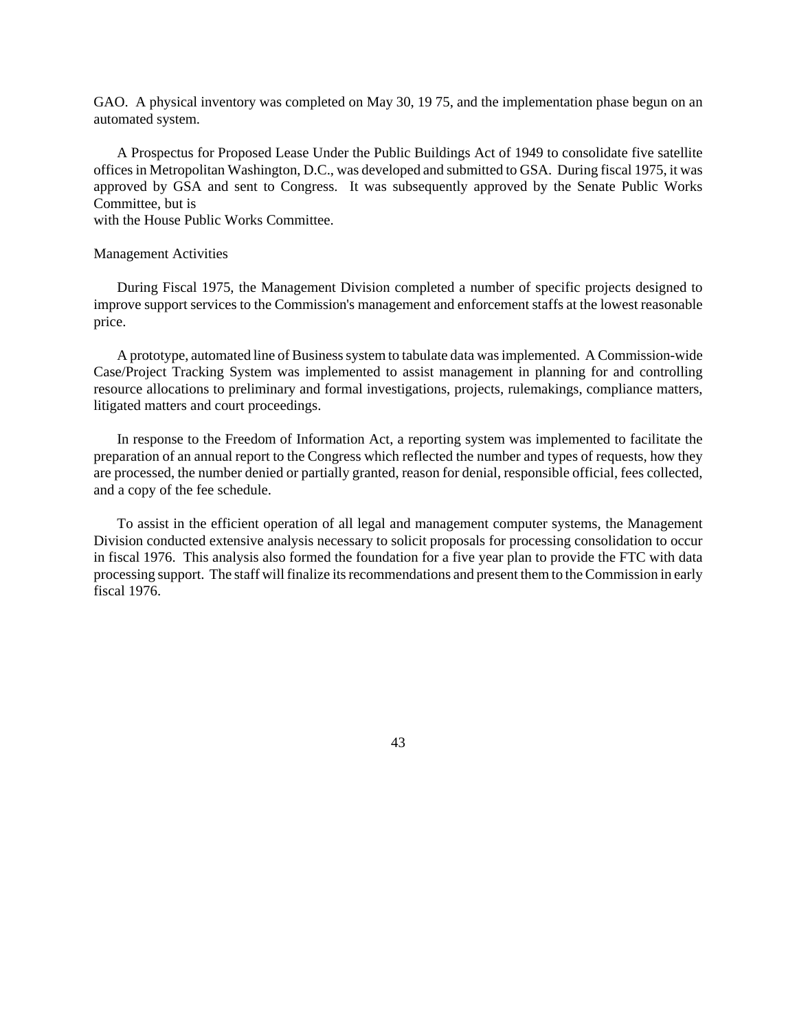GAO. A physical inventory was completed on May 30, 19 75, and the implementation phase begun on an automated system.

A Prospectus for Proposed Lease Under the Public Buildings Act of 1949 to consolidate five satellite offices in Metropolitan Washington, D.C., was developed and submitted to GSA. During fiscal 1975, it was approved by GSA and sent to Congress. It was subsequently approved by the Senate Public Works Committee, but is
with the House Public Works Committee.

Management Activities

During Fiscal 1975, the Management Division completed a number of specific projects designed to improve support services to the Commission's management and enforcement staffs at the lowest reasonable price.

A prototype, automated line of Business system to tabulate data was implemented. A Commission-wide Case/Project Tracking System was implemented to assist management in planning for and controlling resource allocations to preliminary and formal investigations, projects, rulemakings, compliance matters, litigated matters and court proceedings.

In response to the Freedom of Information Act, a reporting system was implemented to facilitate the preparation of an annual report to the Congress which reflected the number and types of requests, how they are processed, the number denied or partially granted, reason for denial, responsible official, fees collected, and a copy of the fee schedule.

To assist in the efficient operation of all legal and management computer systems, the Management Division conducted extensive analysis necessary to solicit proposals for processing consolidation to occur in fiscal 1976. This analysis also formed the foundation for a five year plan to provide the FTC with data processing support. The staff will finalize its recommendations and present them to the Commission in early fiscal 1976.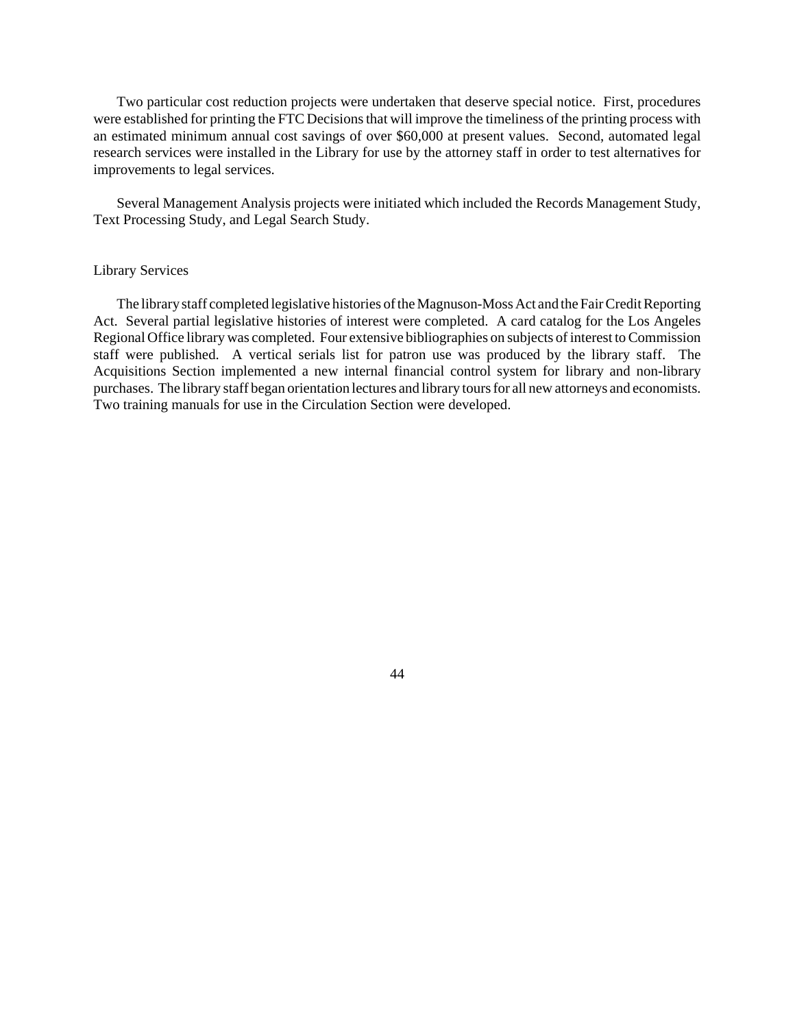Two particular cost reduction projects were undertaken that deserve special notice. First, procedures were established for printing the FTC Decisions that will improve the timeliness of the printing process with an estimated minimum annual cost savings of over $60,000 at present values. Second, automated legal research services were installed in the Library for use by the attorney staff in order to test alternatives for improvements to legal services.

Several Management Analysis projects were initiated which included the Records Management Study, Text Processing Study, and Legal Search Study.

## Library Services

The library staff completed legislative histories of the Magnuson-Moss Act and the Fair Credit Reporting Act. Several partial legislative histories of interest were completed. A card catalog for the Los Angeles Regional Office library was completed. Four extensive bibliographies on subjects of interest to Commission staff were published. A vertical serials list for patron use was produced by the library staff. The Acquisitions Section implemented a new internal financial control system for library and non-library purchases. The library staff began orientation lectures and library tours for all new attorneys and economists. Two training manuals for use in the Circulation Section were developed.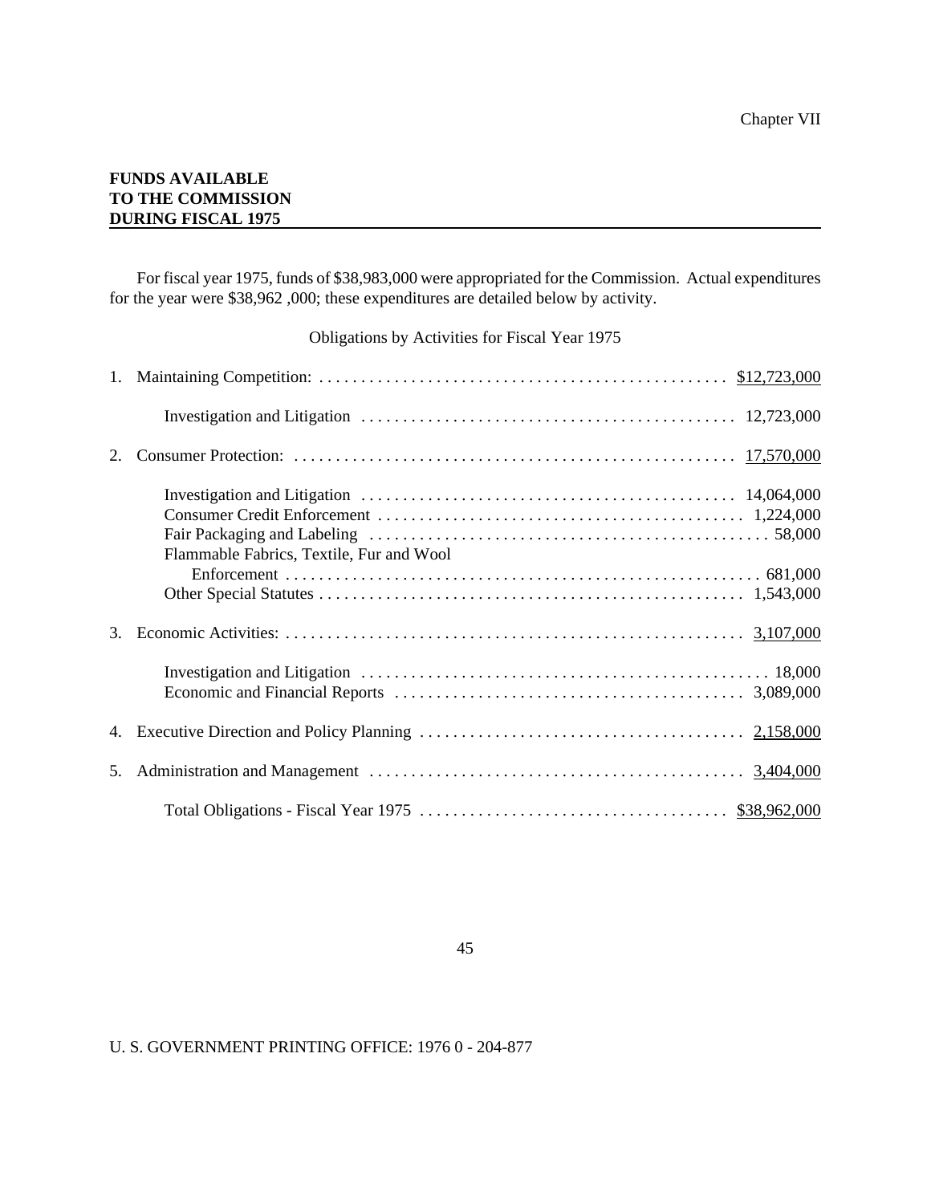Chapter VII

## FUNDS AVAILABLE TO THE COMMISSION DURING FISCAL 1975

For fiscal year 1975, funds of $38,983,000 were appropriated for the Commission. Actual expenditures for the year were $38,962 ,000; these expenditures are detailed below by activity.

Obligations by Activities for Fiscal Year 1975

| | | |
|---|---|---|
| 1. | Maintaining Competition: | $12,723,000 |
| | Investigation and Litigation | 12,723,000 |
| 2. | Consumer Protection: | 17,570,000 |
| | Investigation and Litigation | 14,064,000 |
| | Consumer Credit Enforcement | 1,224,000 |
| | Fair Packaging and Labeling | 58,000 |
| | Flammable Fabrics, Textile, Fur and Wool Enforcement | 681,000 |
| | Other Special Statutes | 1,543,000 |
| 3. | Economic Activities: | 3,107,000 |
| | Investigation and Litigation | 18,000 |
| | Economic and Financial Reports | 3,089,000 |
| 4. | Executive Direction and Policy Planning | 2,158,000 |
| 5. | Administration and Management | 3,404,000 |
| | Total Obligations - Fiscal Year 1975 | $38,962,000 |

U. S. GOVERNMENT PRINTING OFFICE: 1976 0 - 204-877